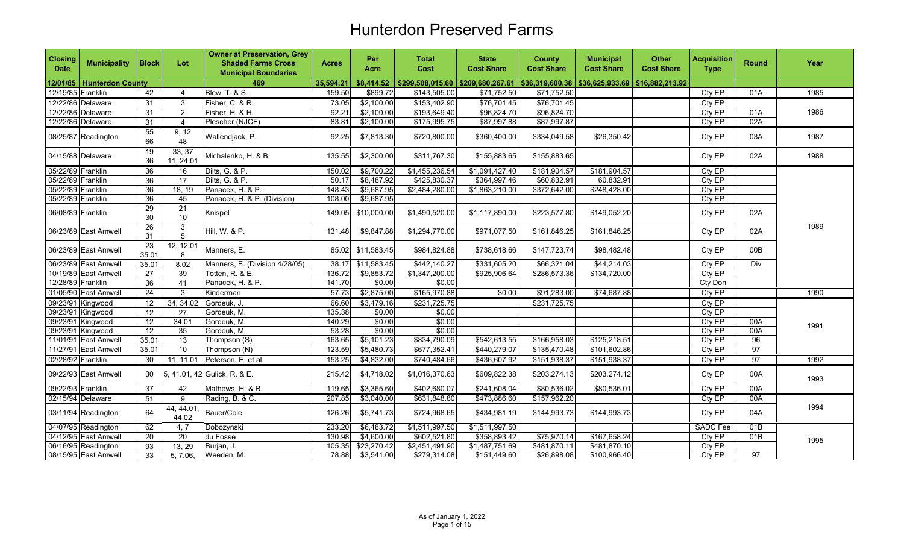# Hunterdon Preserved Farms

| Closing Date | Municipality | Block | Lot | Owner at Preservation, Grey Shaded Farms Cross Municipal Boundaries | Acres | Per Acre | Total Cost | State Cost Share | County Cost Share | Municipal Cost Share | Other Cost Share | Acquisition Type | Round | Year |
|---|---|---|---|---|---|---|---|---|---|---|---|---|---|---|
| 12/01/85 | Hunterdon County | | | 469 | 35,594.21 | $8,414.52 | $299,508,015.60 | $209,680,267.61 | $36,319,600.38 | $36,625,933.69 | $16,882,213.92 | | | |
| 12/19/85 | Franklin | 42 | 4 | Blew, T. & S. | 159.50 | $899.72 | $143,505.00 | $71,752.50 | $71,752.50 | | | Cty EP | 01A | 1985 |
| 12/22/86 | Delaware | 31 | 3 | Fisher, C. & R. | 73.05 | $2,100.00 | $153,402.90 | $76,701.45 | $76,701.45 | | | Cty EP | | 1986 |
| 12/22/86 | Delaware | 31 | 2 | Fisher, H. & H. | 92.21 | $2,100.00 | $193,649.40 | $96,824.70 | $96,824.70 | | | Cty EP | 01A | |
| 12/22/86 | Delaware | 31 | 4 | Plescher (NJCF) | 83.81 | $2,100.00 | $175,995.75 | $87,997.88 | $87,997.87 | | | Cty EP | 02A | |
| 08/25/87 | Readington | 55<br>66 | 9, 12<br>48 | Wallendjack, P. | 92.25 | $7,813.30 | $720,800.00 | $360,400.00 | $334,049.58 | $26,350.42 | | Cty EP | 03A | 1987 |
| 04/15/88 | Delaware | 19<br>36 | 33, 37<br>11, 24.01 | Michalenko, H. & B. | 135.55 | $2,300.00 | $311,767.30 | $155,883.65 | $155,883.65 | | | Cty EP | 02A | 1988 |
| 05/22/89 | Franklin | 36 | 16 | Dilts, G. & P. | 150.02 | $9,700.22 | $1,455,236.54 | $1,091,427.40 | $181,904.57 | $181,904.57 | | Cty EP | | 1989 |
| 05/22/89 | Franklin | 36 | 17 | Dilts, G. & P. | 50.17 | $8,487.92 | $425,830.37 | $364,997.46 | $60,832.91 | 60.832.91 | | Cty EP | | |
| 05/22/89 | Franklin | 36 | 18, 19 | Panacek, H. & P. | 148.43 | $9,687.95 | $2,484,280.00 | $1,863,210.00 | $372,642.00 | $248,428.00 | | Cty EP | | |
| 05/22/89 | Franklin | 36 | 45 | Panacek, H. & P. (Division) | 108.00 | $9,687.95 | | | | | | Cty EP | | |
| 06/08/89 | Franklin | 29<br>30 | 21<br>10 | Knispel | 149.05 | $10,000.00 | $1,490,520.00 | $1,117,890.00 | $223,577.80 | $149,052.20 | | Cty EP | 02A | |
| 06/23/89 | East Amwell | 26<br>31 | 3<br>5 | Hill, W. & P. | 131.48 | $9,847.88 | $1,294,770.00 | $971,077.50 | $161,846.25 | $161,846.25 | | Cty EP | 02A | |
| 06/23/89 | East Amwell | 23<br>35.01 | 12, 12.01<br>8 | Manners, E. | 85.02 | $11,583.45 | $984,824.88 | $738,618.66 | $147,723.74 | $98,482.48 | | Cty EP | 00B | |
| 06/23/89 | East Amwell | 35.01 | 8.02 | Manners, E. (Division 4/28/05) | 38.17 | $11,583.45 | $442,140.27 | $331,605.20 | $66,321.04 | $44,214.03 | | Cty EP | Div | |
| 10/19/89 | East Amwell | 27 | 39 | Totten, R. & E. | 136.72 | $9,853.72 | $1,347,200.00 | $925,906.64 | $286,573.36 | $134,720.00 | | Cty EP | | |
| 12/28/89 | Franklin | 36 | 41 | Panacek, H. & P. | 141.70 | $0.00 | $0.00 | | | | | Cty Don | | |
| 01/05/90 | East Amwell | 24 | 3 | Kinderman | 57.73 | $2,875.00 | $165,970.88 | $0.00 | $91,283.00 | $74,687.88 | | Cty EP | | 1990 |
| 09/23/91 | Kingwood | 12 | 34, 34.02 | Gordeuk, J. | 66.60 | $3,479.16 | $231,725.75 | | $231,725.75 | | | Cty EP | | 1991 |
| 09/23/91 | Kingwood | 12 | 27 | Gordeuk, M. | 135.38 | $0.00 | $0.00 | | | | | Cty EP | | |
| 09/23/91 | Kingwood | 12 | 34.01 | Gordeuk, M. | 140.29 | $0.00 | $0.00 | | | | | Cty EP | 00A | |
| 09/23/91 | Kingwood | 12 | 35 | Gordeuk, M. | 53.28 | $0.00 | $0.00 | | | | | Cty EP | 00A | |
| 11/01/91 | East Amwell | 35.01 | 13 | Thompson (S) | 163.65 | $5,101.23 | $834,790.09 | $542,613.55 | $166,958.03 | $125,218.51 | | Cty EP | 96 | |
| 11/27/91 | East Amwell | 35.01 | 10 | Thompson (N) | 123.59 | $5,480.73 | $677,352.41 | $440,279.07 | $135,470.48 | $101,602.86 | | Cty EP | 97 | |
| 02/28/92 | Franklin | 30 | 11, 11.01 | Peterson, E, et al | 153.25 | $4,832.00 | $740,484.66 | $436,607.92 | $151,938.37 | $151,938.37 | | Cty EP | 97 | 1992 |
| 09/22/93 | East Amwell | 30 | 5, 41.01, 42 | Gulick, R. & E. | 215.42 | $4,718.02 | $1,016,370.63 | $609,822.38 | $203,274.13 | $203,274.12 | | Cty EP | 00A | 1993 |
| 09/22/93 | Franklin | 37 | 42 | Mathews, H. & R. | 119.65 | $3,365.60 | $402,680.07 | $241,608.04 | $80,536.02 | $80,536.01 | | Cty EP | 00A | |
| 02/15/94 | Delaware | 51 | 9 | Rading, B. & C. | 207.85 | $3,040.00 | $631,848.80 | $473,886.60 | $157,962.20 | | | Cty EP | 00A | 1994 |
| 03/11/94 | Readington | 64 | 44, 44.01, 44.02 | Bauer/Cole | 126.26 | $5,741.73 | $724,968.65 | $434,981.19 | $144,993.73 | $144,993.73 | | Cty EP | 04A | |
| 04/07/95 | Readington | 62 | 4, 7 | Dobozynski | 233.20 | $6,483.72 | $1,511,997.50 | $1,511,997.50 | | | | SADC Fee | 01B | 1995 |
| 04/12/95 | East Amwell | 20 | 20 | du Fosse | 130.98 | $4,600.00 | $602,521.80 | $358,893.42 | $75,970.14 | $167,658.24 | | Cty EP | 01B | |
| 06/16/95 | Readington | 93 | 13, 29 | Burjan, J. | 105.35 | $23,270.42 | $2,451,491.90 | $1,487,751.69 | $481,870.11 | $481,870.10 | | Cty EP | | |
| 08/15/95 | East Amwell | 33 | 5, 7.06, | Weeden, M. | 78.88 | $3,541.00 | $279,314.08 | $151,449.60 | $26,898.08 | $100,966.40 | | Cty EP | 97 | |

As of January 1, 2022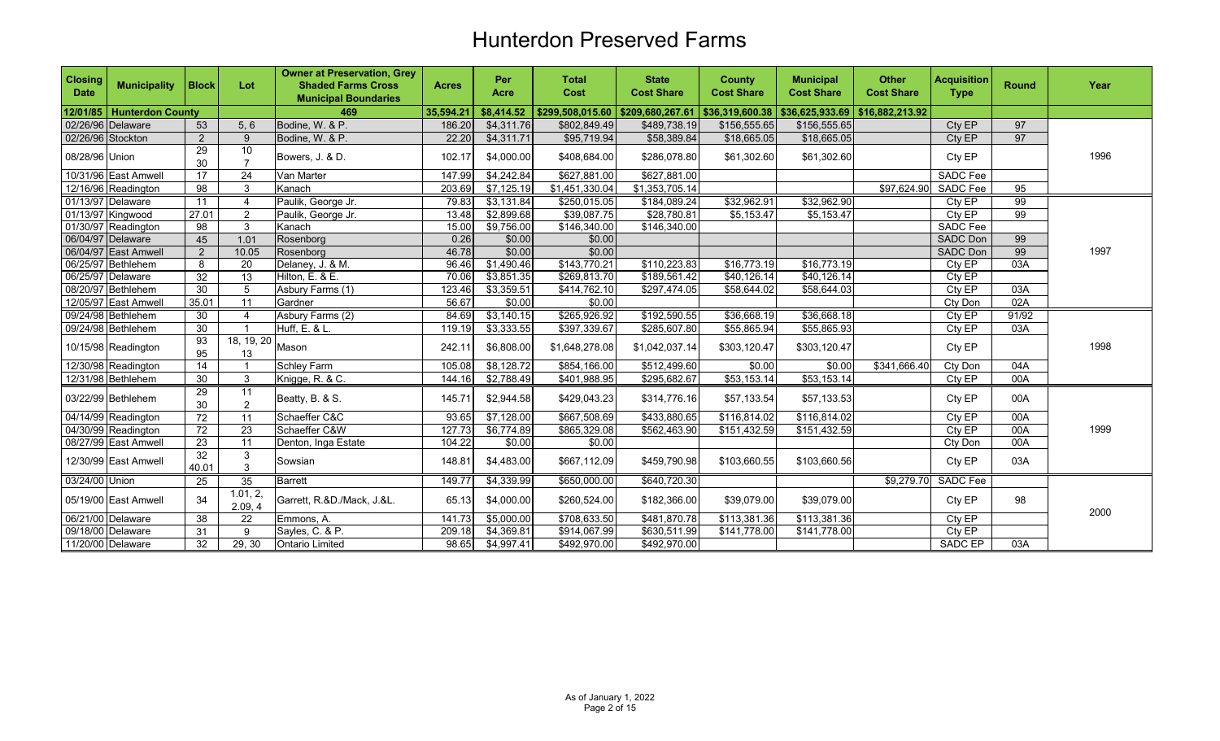# Hunterdon Preserved Farms

| Closing Date | Municipality | Block | Lot | Owner at Preservation, Grey Shaded Farms Cross Municipal Boundaries | Acres | Per Acre | Total Cost | State Cost Share | County Cost Share | Municipal Cost Share | Other Cost Share | Acquisition Type | Round | Year |
|---|---|---|---|---|---|---|---|---|---|---|---|---|---|---|
| 12/01/85 | Hunterdon County | | | 469 | 35,594.21 | $8,414.52 | $299,508,015.60 | $209,680,267.61 | $36,319,600.38 | $36,625,933.69 | $16,882,213.92 | | | |
| 02/26/96 | Delaware | 53 | 5, 6 | Bodine, W. & P. | 186.20 | $4,311.76 | $802,849.49 | $489,738.19 | $156,555.65 | $156,555.65 | | Cty EP | 97 | 1996 |
| 02/26/96 | Stockton | 2 | 9 | Bodine, W. & P. | 22.20 | $4,311.71 | $95,719.94 | $58,389.84 | $18,665.05 | $18,665.05 | | Cty EP | 97 | |
| 08/28/96 | Union | 29 30 | 10 7 | Bowers, J. & D. | 102.17 | $4,000.00 | $408,684.00 | $286,078.80 | $61,302.60 | $61,302.60 | | Cty EP | | |
| 10/31/96 | East Amwell | 17 | 24 | Van Marter | 147.99 | $4,242.84 | $627,881.00 | $627,881.00 | | | | SADC Fee | | |
| 12/16/96 | Readington | 98 | 3 | Kanach | 203.69 | $7,125.19 | $1,451,330.04 | $1,353,705.14 | | | $97,624.90 | SADC Fee | 95 | |
| 01/13/97 | Delaware | 11 | 4 | Paulik, George Jr. | 79.83 | $3,131.84 | $250,015.05 | $184,089.24 | $32,962.91 | $32,962.90 | | Cty EP | 99 | 1997 |
| 01/13/97 | Kingwood | 27.01 | 2 | Paulik, George Jr. | 13.48 | $2,899.68 | $39,087.75 | $28,780.81 | $5,153.47 | $5,153.47 | | Cty EP | 99 | |
| 01/30/97 | Readington | 98 | 3 | Kanach | 15.00 | $9,756.00 | $146,340.00 | $146,340.00 | | | | SADC Fee | | |
| 06/04/97 | Delaware | 45 | 1.01 | Rosenborg | 0.26 | $0.00 | $0.00 | | | | | SADC Don | 99 | |
| 06/04/97 | East Amwell | 2 | 10.05 | Rosenborg | 46.78 | $0.00 | $0.00 | | | | | SADC Don | 99 | |
| 06/25/97 | Bethlehem | 8 | 20 | Delaney, J. & M. | 96.46 | $1,490.46 | $143,770.21 | $110,223.83 | $16,773.19 | $16,773.19 | | Cty EP | 03A | |
| 06/25/97 | Delaware | 32 | 13 | Hilton, E. & E. | 70.06 | $3,851.35 | $269,813.70 | $189,561.42 | $40,126.14 | $40,126.14 | | Cty EP | | |
| 08/20/97 | Bethlehem | 30 | 5 | Asbury Farms (1) | 123.46 | $3,359.51 | $414,762.10 | $297,474.05 | $58,644.02 | $58,644.03 | | Cty EP | 03A | |
| 12/05/97 | East Amwell | 35.01 | 11 | Gardner | 56.67 | $0.00 | $0.00 | | | | | Cty Don | 02A | |
| 09/24/98 | Bethlehem | 30 | 4 | Asbury Farms (2) | 84.69 | $3,140.15 | $265,926.92 | $192,590.55 | $36,668.19 | $36,668.18 | | Cty EP | 91/92 | 1998 |
| 09/24/98 | Bethlehem | 30 | 1 | Huff, E. & L. | 119.19 | $3,333.55 | $397,339.67 | $285,607.80 | $55,865.94 | $55,865.93 | | Cty EP | 03A | |
| 10/15/98 | Readington | 93 95 | 18, 19, 20 13 | Mason | 242.11 | $6,808.00 | $1,648,278.08 | $1,042,037.14 | $303,120.47 | $303,120.47 | | Cty EP | | |
| 12/30/98 | Readington | 14 | 1 | Schley Farm | 105.08 | $8,128.72 | $854,166.00 | $512,499.60 | $0.00 | $0.00 | $341,666.40 | Cty Don | 04A | |
| 12/31/98 | Bethlehem | 30 | 3 | Knigge, R. & C. | 144.16 | $2,788.49 | $401,988.95 | $295,682.67 | $53,153.14 | $53,153.14 | | Cty EP | 00A | |
| 03/22/99 | Bethlehem | 29 30 | 11 2 | Beatty, B. & S. | 145.71 | $2,944.58 | $429,043.23 | $314,776.16 | $57,133.54 | $57,133.53 | | Cty EP | 00A | 1999 |
| 04/14/99 | Readington | 72 | 11 | Schaeffer C&C | 93.65 | $7,128.00 | $667,508.69 | $433,880.65 | $116,814.02 | $116,814.02 | | Cty EP | 00A | |
| 04/30/99 | Readington | 72 | 23 | Schaeffer C&W | 127.73 | $6,774.89 | $865,329.08 | $562,463.90 | $151,432.59 | $151,432.59 | | Cty EP | 00A | |
| 08/27/99 | East Amwell | 23 | 11 | Denton, Inga Estate | 104.22 | $0.00 | $0.00 | | | | | Cty Don | 00A | |
| 12/30/99 | East Amwell | 32 40.01 | 3 3 | Sowsian | 148.81 | $4,483.00 | $667,112.09 | $459,790.98 | $103,660.55 | $103,660.56 | | Cty EP | 03A | |
| 03/24/00 | Union | 25 | 35 | Barrett | 149.77 | $4,339.99 | $650,000.00 | $640,720.30 | | | $9,279.70 | SADC Fee | | 2000 |
| 05/19/00 | East Amwell | 34 | 1.01, 2, 2.09, 4 | Garrett, R.&D./Mack, J.&L. | 65.13 | $4,000.00 | $260,524.00 | $182,366.00 | $39,079.00 | $39,079.00 | | Cty EP | 98 | |
| 06/21/00 | Delaware | 38 | 22 | Emmons, A. | 141.73 | $5,000.00 | $708,633.50 | $481,870.78 | $113,381.36 | $113,381.36 | | Cty EP | | |
| 09/18/00 | Delaware | 31 | 9 | Sayles, C. & P. | 209.18 | $4,369.81 | $914,067.99 | $630,511.99 | $141,778.00 | $141,778.00 | | Cty EP | | |
| 11/20/00 | Delaware | 32 | 29, 30 | Ontario Limited | 98.65 | $4,997.41 | $492,970.00 | $492,970.00 | | | | SADC EP | 03A | |

As of January 1, 2022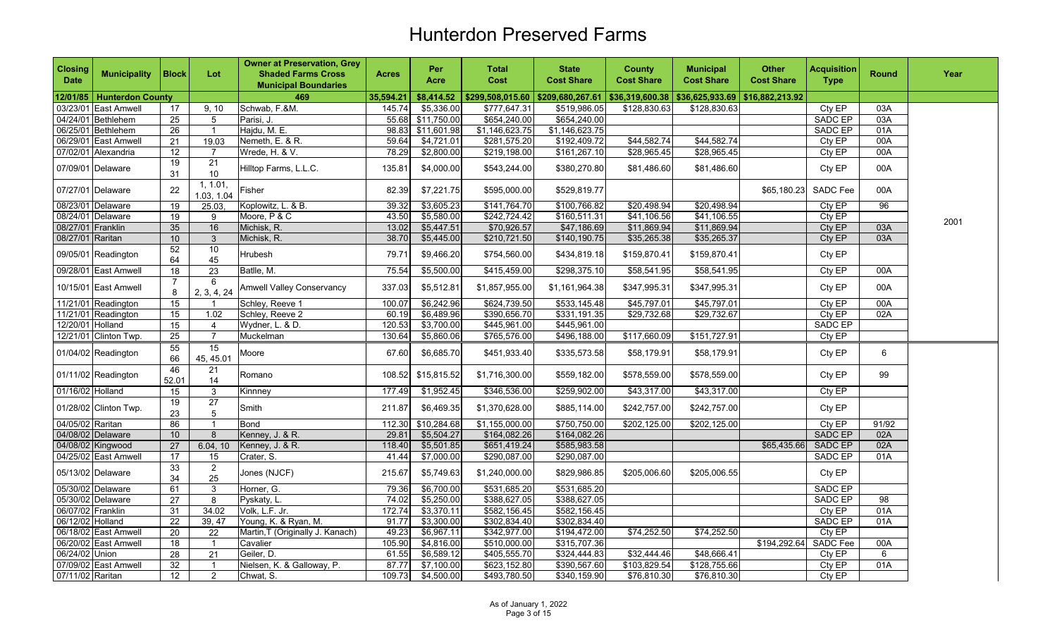# Hunterdon Preserved Farms

| Closing Date | Municipality | Block | Lot | Owner at Preservation, Grey Shaded Farms Cross Municipal Boundaries | Acres | Per Acre | Total Cost | State Cost Share | County Cost Share | Municipal Cost Share | Other Cost Share | Acquisition Type | Round | Year |
|---|---|---|---|---|---|---|---|---|---|---|---|---|---|---|
| 12/01/85 | Hunterdon County | | | 469 | 35,594.21 | $8,414.52 | $299,508,015.60 | $209,680,267.61 | $36,319,600.38 | $36,625,933.69 | $16,882,213.92 | | | |
| 03/23/01 | East Amwell | 17 | 9, 10 | Schwab, F.&M. | 145.74 | $5,336.00 | $777,647.31 | $519,986.05 | $128,830.63 | $128,830.63 | | Cty EP | 03A | 2001 |
| 04/24/01 | Bethlehem | 25 | 5 | Parisi, J. | 55.68 | $11,750.00 | $654,240.00 | $654,240.00 | | | | SADC EP | 03A | 2001 |
| 06/25/01 | Bethlehem | 26 | 1 | Hajdu, M. E. | 98.83 | $11,601.98 | $1,146,623.75 | $1,146,623.75 | | | | SADC EP | 01A | 2001 |
| 06/29/01 | East Amwell | 21 | 19.03 | Nemeth, E. & R. | 59.64 | $4,721.01 | $281,575.20 | $192,409.72 | $44,582.74 | $44,582.74 | | Cty EP | 00A | 2001 |
| 07/02/01 | Alexandria | 12 | 7 | Wrede, H. & V. | 78.29 | $2,800.00 | $219,198.00 | $161,267.10 | $28,965.45 | $28,965.45 | | Cty EP | 00A | 2001 |
| 07/09/01 | Delaware | 19<br>31 | 21<br>10 | Hilltop Farms, L.L.C. | 135.81 | $4,000.00 | $543,244.00 | $380,270.80 | $81,486.60 | $81,486.60 | | Cty EP | 00A | 2001 |
| 07/27/01 | Delaware | 22 | 1, 1.01, 1.03, 1.04 | Fisher | 82.39 | $7,221.75 | $595,000.00 | $529,819.77 | | | $65,180.23 | SADC Fee | 00A | 2001 |
| 08/23/01 | Delaware | 19 | 25.03, | Koplowitz, L. & B. | 39.32 | $3,605.23 | $141,764.70 | $100,766.82 | $20,498.94 | $20,498.94 | | Cty EP | 96 | 2001 |
| 08/24/01 | Delaware | 19 | 9 | Moore, P & C | 43.50 | $5,580.00 | $242,724.42 | $160,511.31 | $41,106.56 | $41,106.55 | | Cty EP | | 2001 |
| 08/27/01 | Franklin | 35 | 16 | Michisk, R. | 13.02 | $5,447.51 | $70,926.57 | $47,186.69 | $11,869.94 | $11,869.94 | | Cty EP | 03A | 2001 |
| 08/27/01 | Raritan | 10 | 3 | Michisk, R. | 38.70 | $5,445.00 | $210,721.50 | $140,190.75 | $35,265.38 | $35,265.37 | | Cty EP | 03A | 2001 |
| 09/05/01 | Readington | 52<br>64 | 10<br>45 | Hrubesh | 79.71 | $9,466.20 | $754,560.00 | $434,819.18 | $159,870.41 | $159,870.41 | | Cty EP | | 2001 |
| 09/28/01 | East Amwell | 18 | 23 | Batlle, M. | 75.54 | $5,500.00 | $415,459.00 | $298,375.10 | $58,541.95 | $58,541.95 | | Cty EP | 00A | 2001 |
| 10/15/01 | East Amwell | 7<br>8 | 6<br>2, 3, 4, 24 | Amwell Valley Conservancy | 337.03 | $5,512.81 | $1,857,955.00 | $1,161,964.38 | $347,995.31 | $347,995.31 | | Cty EP | 00A | 2001 |
| 11/21/01 | Readington | 15 | 1 | Schley, Reeve 1 | 100.07 | $6,242.96 | $624,739.50 | $533,145.48 | $45,797.01 | $45,797.01 | | Cty EP | 00A | 2001 |
| 11/21/01 | Readington | 15 | 1.02 | Schley, Reeve 2 | 60.19 | $6,489.96 | $390,656.70 | $331,191.35 | $29,732.68 | $29,732.67 | | Cty EP | 02A | 2001 |
| 12/20/01 | Holland | 15 | 4 | Wydner, L. & D. | 120.53 | $3,700.00 | $445,961.00 | $445,961.00 | | | | SADC EP | | 2001 |
| 12/21/01 | Clinton Twp. | 25 | 7 | Muckelman | 130.64 | $5,860.06 | $765,576.00 | $496,188.00 | $117,660.09 | $151,727.91 | | Cty EP | | 2001 |
| 01/04/02 | Readington | 55<br>66 | 15<br>45, 45.01 | Moore | 67.60 | $6,685.70 | $451,933.40 | $335,573.58 | $58,179.91 | $58,179.91 | | Cty EP | 6 | |
| 01/11/02 | Readington | 46<br>52.01 | 21<br>14 | Romano | 108.52 | $15,815.52 | $1,716,300.00 | $559,182.00 | $578,559.00 | $578,559.00 | | Cty EP | 99 | |
| 01/16/02 | Holland | 15 | 3 | Kinnney | 177.49 | $1,952.45 | $346,536.00 | $259,902.00 | $43,317.00 | $43,317.00 | | Cty EP | | |
| 01/28/02 | Clinton Twp. | 19<br>23 | 27<br>5 | Smith | 211.87 | $6,469.35 | $1,370,628.00 | $885,114.00 | $242,757.00 | $242,757.00 | | Cty EP | | |
| 04/05/02 | Raritan | 86 | 1 | Bond | 112.30 | $10,284.68 | $1,155,000.00 | $750,750.00 | $202,125.00 | $202,125.00 | | Cty EP | 91/92 | |
| 04/08/02 | Delaware | 10 | 8 | Kenney, J. & R. | 29.81 | $5,504.27 | $164,082.26 | $164,082.26 | | | | SADC EP | 02A | |
| 04/08/02 | Kingwood | 27 | 6.04, 10 | Kenney, J. & R. | 118.40 | $5,501.85 | $651,419.24 | $585,983.58 | | | $65,435.66 | SADC EP | 02A | |
| 04/25/02 | East Amwell | 17 | 15 | Crater, S. | 41.44 | $7,000.00 | $290,087.00 | $290,087.00 | | | | SADC EP | 01A | |
| 05/13/02 | Delaware | 33<br>34 | 2<br>25 | Jones (NJCF) | 215.67 | $5,749.63 | $1,240,000.00 | $829,986.85 | $205,006.60 | $205,006.55 | | Cty EP | | |
| 05/30/02 | Delaware | 61 | 3 | Horner, G. | 79.36 | $6,700.00 | $531,685.20 | $531,685.20 | | | | SADC EP | | |
| 05/30/02 | Delaware | 27 | 8 | Pyskaty, L. | 74.02 | $5,250.00 | $388,627.05 | $388,627.05 | | | | SADC EP | 98 | |
| 06/07/02 | Franklin | 31 | 34.02 | Volk, L.F. Jr. | 172.74 | $3,370.11 | $582,156.45 | $582,156.45 | | | | Cty EP | 01A | |
| 06/12/02 | Holland | 22 | 39, 47 | Young, K. & Ryan, M. | 91.77 | $3,300.00 | $302,834.40 | $302,834.40 | | | | SADC EP | 01A | |
| 06/18/02 | East Amwell | 20 | 22 | Martin,T (Originally J. Kanach) | 49.23 | $6,967.11 | $342,977.00 | $194,472.00 | $74,252.50 | $74,252.50 | | Cty EP | | |
| 06/20/02 | East Amwell | 18 | 1 | Cavalier | 105.90 | $4,816.00 | $510,000.00 | $315,707.36 | | | $194,292.64 | SADC Fee | 00A | |
| 06/24/02 | Union | 28 | 21 | Geiler, D. | 61.55 | $6,589.12 | $405,555.70 | $324,444.83 | $32,444.46 | $48,666.41 | | Cty EP | 6 | |
| 07/09/02 | East Amwell | 32 | 1 | Nielsen, K. & Galloway, P. | 87.77 | $7,100.00 | $623,152.80 | $390,567.60 | $103,829.54 | $128,755.66 | | Cty EP | 01A | |
| 07/11/02 | Raritan | 12 | 2 | Chwat, S. | 109.73 | $4,500.00 | $493,780.50 | $340,159.90 | $76,810.30 | $76,810.30 | | Cty EP | | |

As of January 1, 2022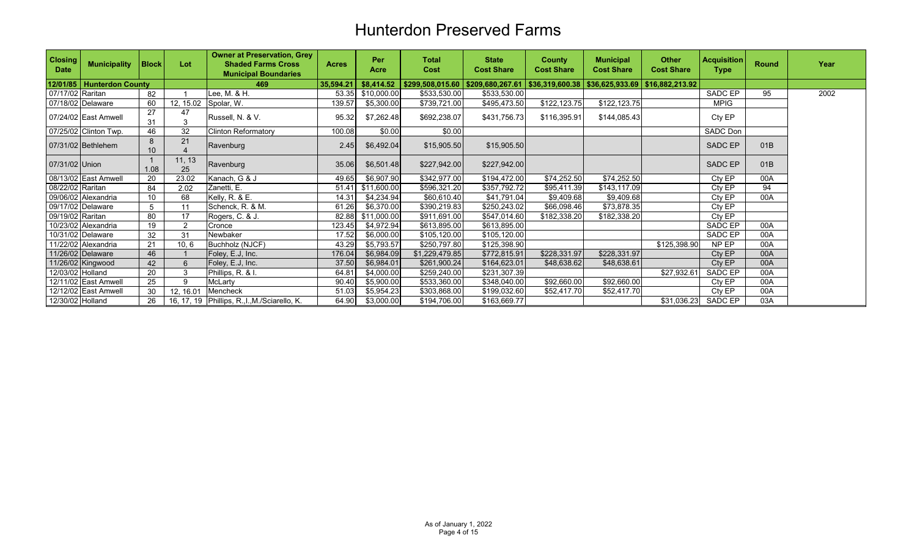# Hunterdon Preserved Farms

| Closing Date | Municipality | Block | Lot | Owner at Preservation, Grey Shaded Farms Cross Municipal Boundaries | Acres | Per Acre | Total Cost | State Cost Share | County Cost Share | Municipal Cost Share | Other Cost Share | Acquisition Type | Round | Year |
|---|---|---|---|---|---|---|---|---|---|---|---|---|---|---|
| 12/01/85 | Hunterdon County | | | 469 | 35,594.21 | $8,414.52 | $299,508,015.60 | $209,680,267.61 | $36,319,600.38 | $36,625,933.69 | $16,882,213.92 | | | |
| 07/17/02 | Raritan | 82 | 1 | Lee, M. & H. | 53.35 | $10,000.00 | $533,530.00 | $533,530.00 | | | | SADC EP | 95 | 2002 |
| 07/18/02 | Delaware | 60 | 12, 15.02 | Spolar, W. | 139.57 | $5,300.00 | $739,721.00 | $495,473.50 | $122,123.75 | $122,123.75 | | MPIG | | |
| 07/24/02 | East Amwell | 27<br>31 | 47<br>3 | Russell, N. & V. | 95.32 | $7,262.48 | $692,238.07 | $431,756.73 | $116,395.91 | $144,085.43 | | Cty EP | | |
| 07/25/02 | Clinton Twp. | 46 | 32 | Clinton Reformatory | 100.08 | $0.00 | $0.00 | | | | | SADC Don | | |
| 07/31/02 | Bethlehem | 8<br>10 | 21<br>4 | Ravenburg | 2.45 | $6,492.04 | $15,905.50 | $15,905.50 | | | | SADC EP | 01B | |
| 07/31/02 | Union | 1<br>1.08 | 11, 13<br>25 | Ravenburg | 35.06 | $6,501.48 | $227,942.00 | $227,942.00 | | | | SADC EP | 01B | |
| 08/13/02 | East Amwell | 20 | 23.02 | Kanach, G & J | 49.65 | $6,907.90 | $342,977.00 | $194,472.00 | $74,252.50 | $74,252.50 | | Cty EP | 00A | |
| 08/22/02 | Raritan | 84 | 2.02 | Zanetti, E. | 51.41 | $11,600.00 | $596,321.20 | $357,792.72 | $95,411.39 | $143,117.09 | | Cty EP | 94 | |
| 09/06/02 | Alexandria | 10 | 68 | Kelly, R. & E. | 14.31 | $4,234.94 | $60,610.40 | $41,791.04 | $9,409.68 | $9,409.68 | | Cty EP | 00A | |
| 09/17/02 | Delaware | 5 | 11 | Schenck, R. & M. | 61.26 | $6,370.00 | $390,219.83 | $250,243.02 | $66,098.46 | $73,878.35 | | Cty EP | | |
| 09/19/02 | Raritan | 80 | 17 | Rogers, C. & J. | 82.88 | $11,000.00 | $911,691.00 | $547,014.60 | $182,338.20 | $182,338.20 | | Cty EP | | |
| 10/23/02 | Alexandria | 19 | 2 | Cronce | 123.45 | $4,972.94 | $613,895.00 | $613,895.00 | | | | SADC EP | 00A | |
| 10/31/02 | Delaware | 32 | 31 | Newbaker | 17.52 | $6,000.00 | $105,120.00 | $105,120.00 | | | | SADC EP | 00A | |
| 11/22/02 | Alexandria | 21 | 10, 6 | Buchholz (NJCF) | 43.29 | $5,793.57 | $250,797.80 | $125,398.90 | | | $125,398.90 | NP EP | 00A | |
| 11/26/02 | Delaware | 46 | 1 | Foley, E.J, Inc. | 176.04 | $6,984.09 | $1,229,479.85 | $772,815.91 | $228,331.97 | $228,331.97 | | Cty EP | 00A | |
| 11/26/02 | Kingwood | 42 | 6 | Foley, E.J, Inc. | 37.50 | $6,984.01 | $261,900.24 | $164,623.01 | $48,638.62 | $48,638.61 | | Cty EP | 00A | |
| 12/03/02 | Holland | 20 | 3 | Phillips, R. & I. | 64.81 | $4,000.00 | $259,240.00 | $231,307.39 | | | $27,932.61 | SADC EP | 00A | |
| 12/11/02 | East Amwell | 25 | 9 | McLarty | 90.40 | $5,900.00 | $533,360.00 | $348,040.00 | $92,660.00 | $92,660.00 | | Cty EP | 00A | |
| 12/12/02 | East Amwell | 30 | 12, 16.01 | Mencheck | 51.03 | $5,954.23 | $303,868.00 | $199,032.60 | $52,417.70 | $52,417.70 | | Cty EP | 00A | |
| 12/30/02 | Holland | 26 | 16, 17, 19 | Phillips, R.,I.,M./Sciarello, K. | 64.90 | $3,000.00 | $194,706.00 | $163,669.77 | | | $31,036.23 | SADC EP | 03A | |

As of January 1, 2022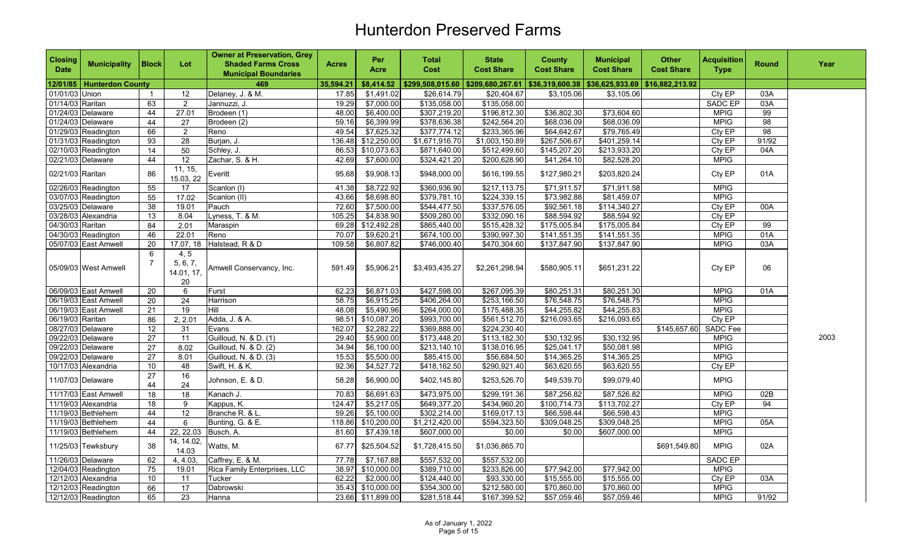# Hunterdon Preserved Farms

| Closing Date | Municipality | Block | Lot | Owner at Preservation, Grey Shaded Farms Cross Municipal Boundaries | Acres | Per Acre | Total Cost | State Cost Share | County Cost Share | Municipal Cost Share | Other Cost Share | Acquisition Type | Round | Year |
|---|---|---|---|---|---|---|---|---|---|---|---|---|---|---|
| 12/01/85 | Hunterdon County | | | 469 | 35,594.21 | $8,414.52 | $299,508,015.60 | $209,680,267.61 | $36,319,600.38 | $36,625,933.69 | $16,882,213.92 | | | |
| 01/01/03 | Union | 1 | 12 | Delaney, J. & M. | 17.85 | $1,491.02 | $26,614.79 | $20,404.67 | $3,105.06 | $3,105.06 | | Cty EP | 03A | |
| 01/14/03 | Raritan | 63 | 2 | Jannuzzi, J. | 19.29 | $7,000.00 | $135,058.00 | $135,058.00 | | | | SADC EP | 03A | |
| 01/24/03 | Delaware | 44 | 27.01 | Brodeen (1) | 48.00 | $6,400.00 | $307,219.20 | $196,812.30 | $36,802.30 | $73,604.60 | | MPIG | 99 | |
| 01/24/03 | Delaware | 44 | 27 | Brodeen (2) | 59.16 | $6,399.99 | $378,636.38 | $242,564.20 | $68,036.09 | $68,036.09 | | MPIG | 98 | |
| 01/29/03 | Readington | 66 | 2 | Reno | 49.54 | $7,625.32 | $377,774.12 | $233,365.96 | $64,642.67 | $79,765.49 | | Cty EP | 98 | |
| 01/31/03 | Readington | 93 | 28 | Burjan, J. | 136.48 | $12,250.00 | $1,671,916.70 | $1,003,150.89 | $267,506.67 | $401,259.14 | | Cty EP | 91/92 | |
| 02/10/03 | Readington | 14 | 50 | Schley, J. | 86.53 | $10,073.63 | $871,640.00 | $512,499.60 | $145,207.20 | $213,933.20 | | Cty EP | 04A | |
| 02/21/03 | Delaware | 44 | 12 | Zachar, S. & H. | 42.69 | $7,600.00 | $324,421.20 | $200,628.90 | $41,264.10 | $82,528.20 | | MPIG | | |
| 02/21/03 | Raritan | 86 | 11, 15, 15.03, 22 | Everitt | 95.68 | $9,908.13 | $948,000.00 | $616,199.55 | $127,980.21 | $203,820.24 | | Cty EP | 01A | |
| 02/26/03 | Readington | 55 | 17 | Scanlon (I) | 41.38 | $8,722.92 | $360,936.90 | $217,113.75 | $71,911.57 | $71,911.58 | | MPIG | | |
| 03/07/03 | Readington | 55 | 17.02 | Scanlon (II) | 43.66 | $8,698.80 | $379,781.10 | $224,339.15 | $73,982.88 | $81,459.07 | | MPIG | | |
| 03/25/03 | Delaware | 38 | 19.01 | Pauch | 72.60 | $7,500.00 | $544,477.50 | $337,576.05 | $92,561.18 | $114,340.27 | | Cty EP | 00A | |
| 03/28/03 | Alexandria | 13 | 8.04 | Lyness, T. & M. | 105.25 | $4,838.90 | $509,280.00 | $332,090.16 | $88,594.92 | $88,594.92 | | Cty EP | | |
| 04/30/03 | Raritan | 84 | 2.01 | Maraspin | 69.28 | $12,492.28 | $865,440.00 | $515,428.32 | $175,005.84 | $175,005.84 | | Cty EP | 99 | |
| 04/30/03 | Readington | 46 | 22.01 | Reno | 70.07 | $9,620.21 | $674,100.00 | $390,997.30 | $141,551.35 | $141,551.35 | | MPIG | 01A | |
| 05/07/03 | East Amwell | 20 | 17.07, 18 | Halstead, R & D | 109.58 | $6,807.82 | $746,000.40 | $470,304.60 | $137,847.90 | $137,847.90 | | MPIG | 03A | |
| 05/09/03 | West Amwell | 6, 7 | 4, 5, 5, 6, 7, 14.01, 17, 20 | Amwell Conservancy, Inc. | 591.49 | $5,906.21 | $3,493,435.27 | $2,261,298.94 | $580,905.11 | $651,231.22 | | Cty EP | 06 | |
| 06/09/03 | East Amwell | 20 | 6 | Furst | 62.23 | $6,871.03 | $427,598.00 | $267,095.39 | $80,251.31 | $80,251.30 | | MPIG | 01A | |
| 06/19/03 | East Amwell | 20 | 24 | Harrison | 58.75 | $6,915.25 | $406,264.00 | $253,166.50 | $76,548.75 | $76,548.75 | | MPIG | | |
| 06/19/03 | East Amwell | 21 | 19 | Hill | 48.08 | $5,490.96 | $264,000.00 | $175,488.35 | $44,255.82 | $44,255.83 | | MPIG | | |
| 06/19/03 | Raritan | 86 | 2, 2.01 | Adda, J. & A. | 98.51 | $10,087.20 | $993,700.00 | $561,512.70 | $216,093.65 | $216,093.65 | | Cty EP | | |
| 08/27/03 | Delaware | 12 | 31 | Evans | 162.07 | $2,282.22 | $369,888.00 | $224,230.40 | | | $145,657.60 | SADC Fee | | |
| 09/22/03 | Delaware | 27 | 11 | Guilloud, N. & D. (1) | 29.40 | $5,900.00 | $173,448.20 | $113,182.30 | $30,132.95 | $30,132.95 | | MPIG | | 2003 |
| 09/22/03 | Delaware | 27 | 8.02 | Guilloud, N. & D. (2) | 34.94 | $6,100.00 | $213,140.10 | $138,016.95 | $25,041.17 | $50,081.98 | | MPIG | | |
| 09/22/03 | Delaware | 27 | 8.01 | Guilloud, N. & D. (3) | 15.53 | $5,500.00 | $85,415.00 | $56,684.50 | $14,365.25 | $14,365.25 | | MPIG | | |
| 10/17/03 | Alexandria | 10 | 48 | Swift, H. & K. | 92.36 | $4,527.72 | $418,162.50 | $290,921.40 | $63,620.55 | $63,620.55 | | Cty EP | | |
| 11/07/03 | Delaware | 27, 44 | 16, 24 | Johnson, E. & D. | 58.28 | $6,900.00 | $402,145.80 | $253,526.70 | $49,539.70 | $99,079.40 | | MPIG | | |
| 11/17/03 | East Amwell | 18 | 18 | Kanach J. | 70.83 | $6,691.63 | $473,975.00 | $299,191.36 | $87,256.82 | $87,526.82 | | MPIG | 02B | |
| 11/19/03 | Alexandria | 18 | 9 | Kappus, K. | 124.47 | $5,217.05 | $649,377.20 | $434,960.20 | $100,714.73 | $113,702.27 | | Cty EP | 94 | |
| 11/19/03 | Bethlehem | 44 | 12 | Branche R. & L. | 59.26 | $5,100.00 | $302,214.00 | $169,017.13 | $66,598.44 | $66,598.43 | | MPIG | | |
| 11/19/03 | Bethlehem | 44 | 6 | Bunting, G. & E. | 118.86 | $10,200.00 | $1,212,420.00 | $594,323.50 | $309,048.25 | $309,048.25 | | MPIG | 05A | |
| 11/19/03 | Bethlehem | 44 | 22, 22.03 | Busch, A. | 81.60 | $7,439.18 | $607,000.00 | $0.00 | $0.00 | $607,000.00 | | MPIG | | |
| 11/25/03 | Tewksbury | 38 | 14, 14.02, 14.03 | Watts, M. | 67.77 | $25,504.52 | $1,728,415.50 | $1,036,865.70 | | | $691,549.80 | MPIG | 02A | |
| 11/26/03 | Delaware | 62 | 4, 4.03, | Caffrey, E. & M. | 77.78 | $7,167.88 | $557,532.00 | $557,532.00 | | | | SADC EP | | |
| 12/04/03 | Readington | 75 | 19.01 | Rica Family Enterprises, LLC | 38.97 | $10,000.00 | $389,710.00 | $233,826.00 | $77,942.00 | $77,942.00 | | MPIG | | |
| 12/12/03 | Alexandria | 10 | 11 | Tucker | 62.22 | $2,000.00 | $124,440.00 | $93,330.00 | $15,555.00 | $15,555.00 | | Cty EP | 03A | |
| 12/12/03 | Readington | 66 | 17 | Dabrowski | 35.43 | $10,000.00 | $354,300.00 | $212,580.00 | $70,860.00 | $70,860.00 | | MPIG | | |
| 12/12/03 | Readington | 65 | 23 | Hanna | 23.66 | $11,899.00 | $281,518.44 | $167,399.52 | $57,059.46 | $57,059.46 | | MPIG | 91/92 | |

As of January 1, 2022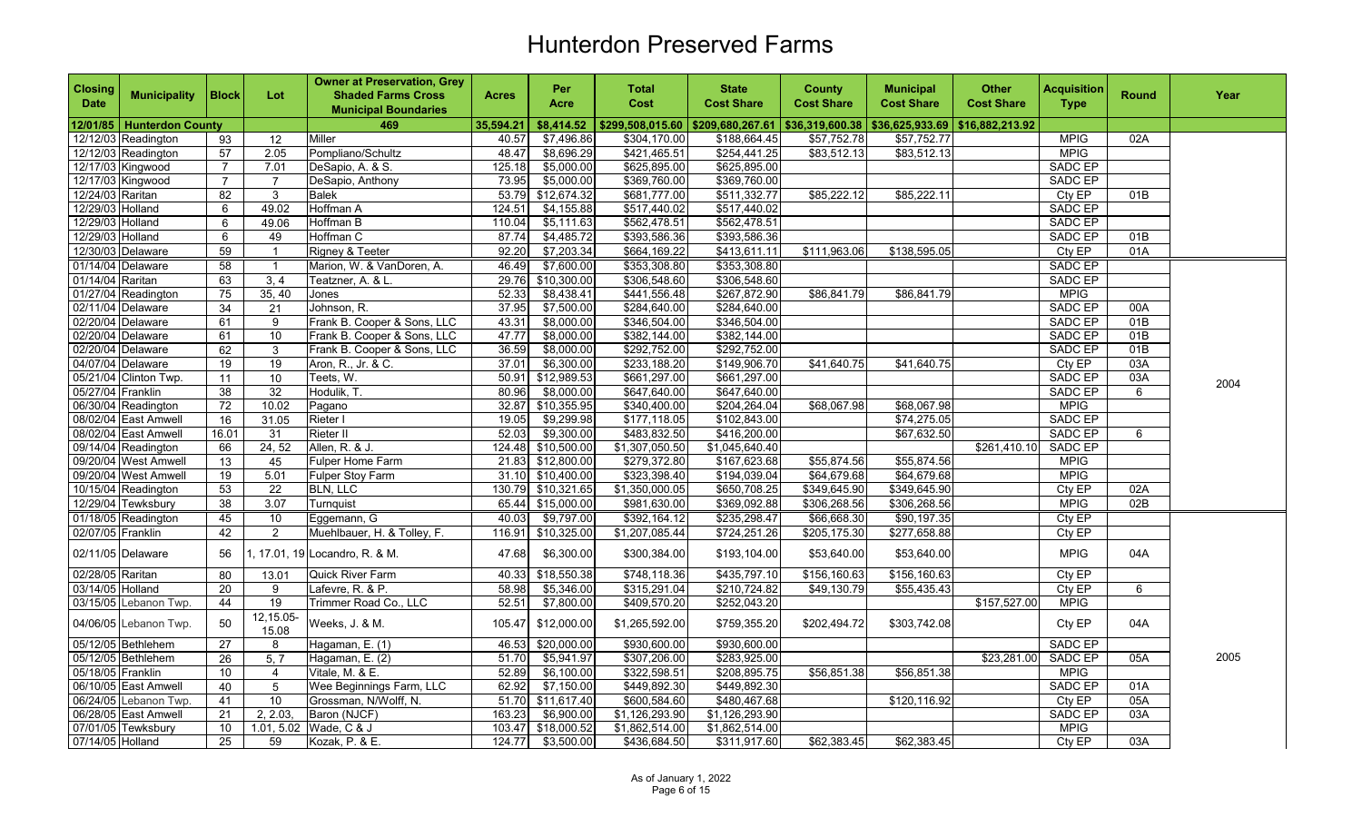# Hunterdon Preserved Farms

| Closing Date | Municipality | Block | Lot | Owner at Preservation, Grey Shaded Farms Cross Municipal Boundaries | Acres | Per Acre | Total Cost | State Cost Share | County Cost Share | Municipal Cost Share | Other Cost Share | Acquisition Type | Round | Year |
|---|---|---|---|---|---|---|---|---|---|---|---|---|---|---|
| 12/01/85 | Hunterdon County | | | 469 | 35,594.21 | $8,414.52 | $299,508,015.60 | $209,680,267.61 | $36,319,600.38 | $36,625,933.69 | $16,882,213.92 | | | |
| 12/12/03 | Readington | 93 | 12 | Miller | 40.57 | $7,496.86 | $304,170.00 | $188,664.45 | $57,752.78 | $57,752.77 | | MPIG | 02A | |
| 12/12/03 | Readington | 57 | 2.05 | Pompliano/Schultz | 48.47 | $8,696.29 | $421,465.51 | $254,441.25 | $83,512.13 | $83,512.13 | | MPIG | | |
| 12/17/03 | Kingwood | 7 | 7.01 | DeSapio, A. & S. | 125.18 | $5,000.00 | $625,895.00 | $625,895.00 | | | | SADC EP | | |
| 12/17/03 | Kingwood | 7 | 7 | DeSapio, Anthony | 73.95 | $5,000.00 | $369,760.00 | $369,760.00 | | | | SADC EP | | |
| 12/24/03 | Raritan | 82 | 3 | Balek | 53.79 | $12,674.32 | $681,777.00 | $511,332.77 | $85,222.12 | $85,222.11 | | Cty EP | 01B | |
| 12/29/03 | Holland | 6 | 49.02 | Hoffman A | 124.51 | $4,155.88 | $517,440.02 | $517,440.02 | | | | SADC EP | | |
| 12/29/03 | Holland | 6 | 49.06 | Hoffman B | 110.04 | $5,111.63 | $562,478.51 | $562,478.51 | | | | SADC EP | | |
| 12/29/03 | Holland | 6 | 49 | Hoffman C | 87.74 | $4,485.72 | $393,586.36 | $393,586.36 | | | | SADC EP | 01B | |
| 12/30/03 | Delaware | 59 | 1 | Rigney & Teeter | 92.20 | $7,203.34 | $664,169.22 | $413,611.11 | $111,963.06 | $138,595.05 | | Cty EP | 01A | |
| 01/14/04 | Delaware | 58 | 1 | Marion, W. & VanDoren, A. | 46.49 | $7,600.00 | $353,308.80 | $353,308.80 | | | | SADC EP | | 2004 |
| 01/14/04 | Raritan | 63 | 3, 4 | Teatzner, A. & L. | 29.76 | $10,300.00 | $306,548.60 | $306,548.60 | | | | SADC EP | | |
| 01/27/04 | Readington | 75 | 35, 40 | Jones | 52.33 | $8,438.41 | $441,556.48 | $267,872.90 | $86,841.79 | $86,841.79 | | MPIG | | |
| 02/11/04 | Delaware | 34 | 21 | Johnson, R. | 37.95 | $7,500.00 | $284,640.00 | $284,640.00 | | | | SADC EP | 00A | |
| 02/20/04 | Delaware | 61 | 9 | Frank B. Cooper & Sons, LLC | 43.31 | $8,000.00 | $346,504.00 | $346,504.00 | | | | SADC EP | 01B | |
| 02/20/04 | Delaware | 61 | 10 | Frank B. Cooper & Sons, LLC | 47.77 | $8,000.00 | $382,144.00 | $382,144.00 | | | | SADC EP | 01B | |
| 02/20/04 | Delaware | 62 | 3 | Frank B. Cooper & Sons, LLC | 36.59 | $8,000.00 | $292,752.00 | $292,752.00 | | | | SADC EP | 01B | |
| 04/07/04 | Delaware | 19 | 19 | Aron, R., Jr. & C. | 37.01 | $6,300.00 | $233,188.20 | $149,906.70 | $41,640.75 | $41,640.75 | | Cty EP | 03A | |
| 05/21/04 | Clinton Twp. | 11 | 10 | Teets, W. | 50.91 | $12,989.53 | $661,297.00 | $661,297.00 | | | | SADC EP | 03A | |
| 05/27/04 | Franklin | 38 | 32 | Hodulik, T. | 80.96 | $8,000.00 | $647,640.00 | $647,640.00 | | | | SADC EP | 6 | |
| 06/30/04 | Readington | 72 | 10.02 | Pagano | 32.87 | $10,355.95 | $340,400.00 | $204,264.04 | $68,067.98 | $68,067.98 | | MPIG | | |
| 08/02/04 | East Amwell | 16 | 31.05 | Rieter I | 19.05 | $9,299.98 | $177,118.05 | $102,843.00 | | $74,275.05 | | SADC EP | | |
| 08/02/04 | East Amwell | 16.01 | 31 | Rieter II | 52.03 | $9,300.00 | $483,832.50 | $416,200.00 | | $67,632.50 | | SADC EP | 6 | |
| 09/14/04 | Readington | 66 | 24, 52 | Allen, R. & J. | 124.48 | $10,500.00 | $1,307,050.50 | $1,045,640.40 | | | $261,410.10 | SADC EP | | |
| 09/20/04 | West Amwell | 13 | 45 | Fulper Home Farm | 21.83 | $12,800.00 | $279,372.80 | $167,623.68 | $55,874.56 | $55,874.56 | | MPIG | | |
| 09/20/04 | West Amwell | 19 | 5.01 | Fulper Stoy Farm | 31.10 | $10,400.00 | $323,398.40 | $194,039.04 | $64,679.68 | $64,679.68 | | MPIG | | |
| 10/15/04 | Readington | 53 | 22 | BLN, LLC | 130.79 | $10,321.65 | $1,350,000.05 | $650,708.25 | $349,645.90 | $349,645.90 | | Cty EP | 02A | |
| 12/29/04 | Tewksbury | 38 | 3.07 | Turnquist | 65.44 | $15,000.00 | $981,630.00 | $369,092.88 | $306,268.56 | $306,268.56 | | MPIG | 02B | |
| 01/18/05 | Readington | 45 | 10 | Eggemann, G | 40.03 | $9,797.00 | $392,164.12 | $235,298.47 | $66,668.30 | $90,197.35 | | Cty EP | | 2005 |
| 02/07/05 | Franklin | 42 | 2 | Muehlbauer, H. & Tolley, F. | 116.91 | $10,325.00 | $1,207,085.44 | $724,251.26 | $205,175.30 | $277,658.88 | | Cty EP | | |
| 02/11/05 | Delaware | 56 | 1, 17.01, 19 | Locandro, R. & M. | 47.68 | $6,300.00 | $300,384.00 | $193,104.00 | $53,640.00 | $53,640.00 | | MPIG | 04A | |
| 02/28/05 | Raritan | 80 | 13.01 | Quick River Farm | 40.33 | $18,550.38 | $748,118.36 | $435,797.10 | $156,160.63 | $156,160.63 | | Cty EP | | |
| 03/14/05 | Holland | 20 | 9 | Lafevre, R. & P. | 58.98 | $5,346.00 | $315,291.04 | $210,724.82 | $49,130.79 | $55,435.43 | | Cty EP | 6 | |
| 03/15/05 | Lebanon Twp. | 44 | 19 | Trimmer Road Co., LLC | 52.51 | $7,800.00 | $409,570.20 | $252,043.20 | | | $157,527.00 | MPIG | | |
| 04/06/05 | Lebanon Twp. | 50 | 12,15.05-15.08 | Weeks, J. & M. | 105.47 | $12,000.00 | $1,265,592.00 | $759,355.20 | $202,494.72 | $303,742.08 | | Cty EP | 04A | |
| 05/12/05 | Bethlehem | 27 | 8 | Hagaman, E. (1) | 46.53 | $20,000.00 | $930,600.00 | $930,600.00 | | | | SADC EP | | |
| 05/12/05 | Bethlehem | 26 | 5, 7 | Hagaman, E. (2) | 51.70 | $5,941.97 | $307,206.00 | $283,925.00 | | | $23,281.00 | SADC EP | 05A | |
| 05/18/05 | Franklin | 10 | 4 | Vitale, M. & E. | 52.89 | $6,100.00 | $322,598.51 | $208,895.75 | $56,851.38 | $56,851.38 | | MPIG | | |
| 06/10/05 | East Amwell | 40 | 5 | Wee Beginnings Farm, LLC | 62.92 | $7,150.00 | $449,892.30 | $449,892.30 | | | | SADC EP | 01A | |
| 06/24/05 | Lebanon Twp. | 41 | 10 | Grossman, N/Wolff, N. | 51.70 | $11,617.40 | $600,584.60 | $480,467.68 | | $120,116.92 | | Cty EP | 05A | |
| 06/28/05 | East Amwell | 21 | 2, 2.03, | Baron (NJCF) | 163.23 | $6,900.00 | $1,126,293.90 | $1,126,293.90 | | | | SADC EP | 03A | |
| 07/01/05 | Tewksbury | 10 | 1.01, 5.02 | Wade, C & J | 103.47 | $18,000.52 | $1,862,514.00 | $1,862,514.00 | | | | MPIG | | |
| 07/14/05 | Holland | 25 | 59 | Kozak, P. & E. | 124.77 | $3,500.00 | $436,684.50 | $311,917.60 | $62,383.45 | $62,383.45 | | Cty EP | 03A | |

As of January 1, 2022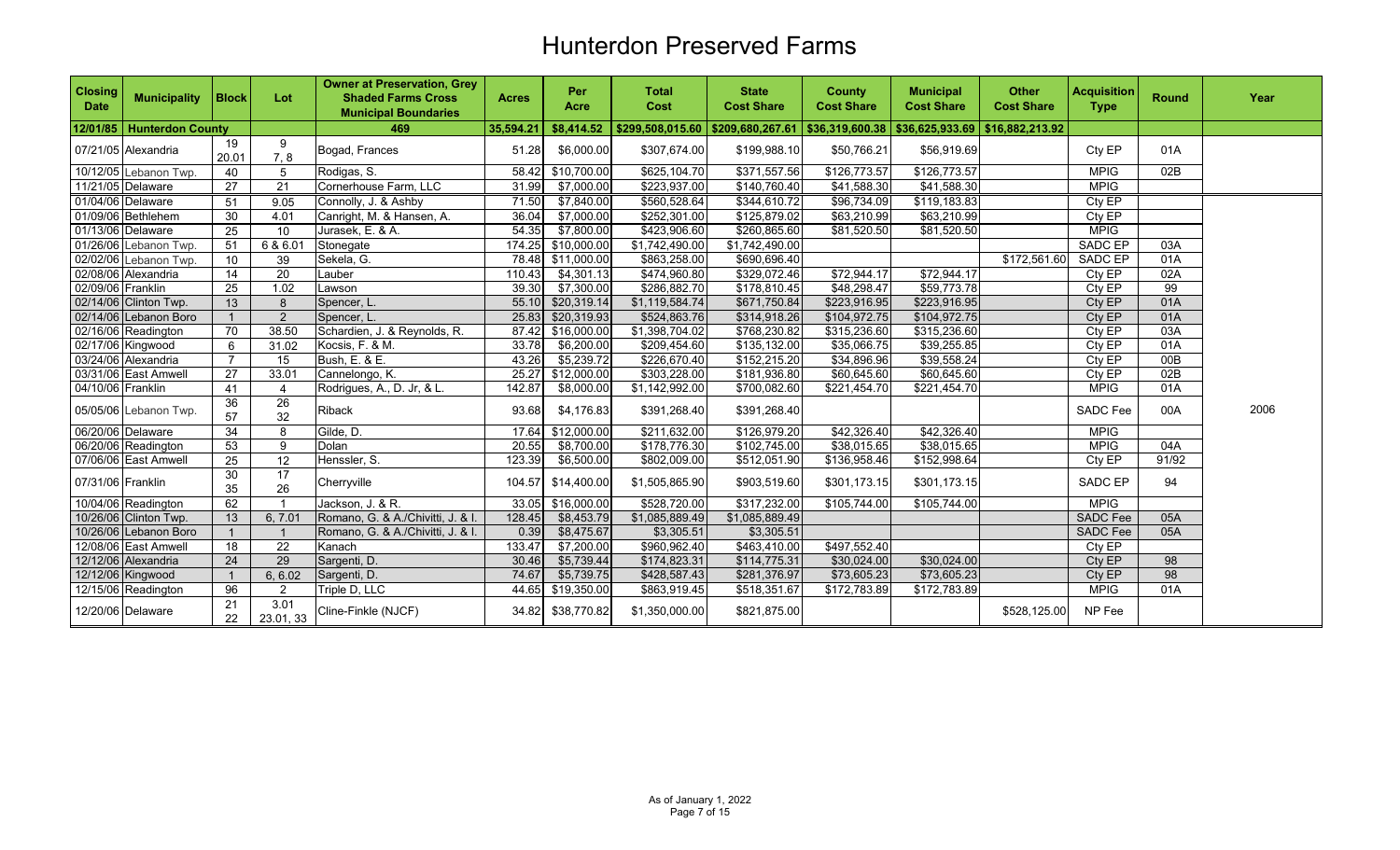# Hunterdon Preserved Farms

| Closing Date | Municipality | Block | Lot | Owner at Preservation, Grey Shaded Farms Cross Municipal Boundaries | Acres | Per Acre | Total Cost | State Cost Share | County Cost Share | Municipal Cost Share | Other Cost Share | Acquisition Type | Round | Year |
|---|---|---|---|---|---|---|---|---|---|---|---|---|---|---|
| 12/01/85 | Hunterdon County | | | 469 | 35,594.21 | $8,414.52 | $299,508,015.60 | $209,680,267.61 | $36,319,600.38 | $36,625,933.69 | $16,882,213.92 | | | |
| 07/21/05 | Alexandria | 19 20.01 | 9 7, 8 | Bogad, Frances | 51.28 | $6,000.00 | $307,674.00 | $199,988.10 | $50,766.21 | $56,919.69 | | Cty EP | 01A | |
| 10/12/05 | Lebanon Twp. | 40 | 5 | Rodigas, S. | 58.42 | $10,700.00 | $625,104.70 | $371,557.56 | $126,773.57 | $126,773.57 | | MPIG | 02B | |
| 11/21/05 | Delaware | 27 | 21 | Cornerhouse Farm, LLC | 31.99 | $7,000.00 | $223,937.00 | $140,760.40 | $41,588.30 | $41,588.30 | | MPIG | | |
| 01/04/06 | Delaware | 51 | 9.05 | Connolly, J. & Ashby | 71.50 | $7,840.00 | $560,528.64 | $344,610.72 | $96,734.09 | $119,183.83 | | Cty EP | | 2006 |
| 01/09/06 | Bethlehem | 30 | 4.01 | Canright, M. & Hansen, A. | 36.04 | $7,000.00 | $252,301.00 | $125,879.02 | $63,210.99 | $63,210.99 | | Cty EP | | |
| 01/13/06 | Delaware | 25 | 10 | Jurasek, E. & A. | 54.35 | $7,800.00 | $423,906.60 | $260,865.60 | $81,520.50 | $81,520.50 | | MPIG | | |
| 01/26/06 | Lebanon Twp. | 51 | 6 & 6.01 | Stonegate | 174.25 | $10,000.00 | $1,742,490.00 | $1,742,490.00 | | | | SADC EP | 03A | |
| 02/02/06 | Lebanon Twp. | 10 | 39 | Sekela, G. | 78.48 | $11,000.00 | $863,258.00 | $690,696.40 | | | $172,561.60 | SADC EP | 01A | |
| 02/08/06 | Alexandria | 14 | 20 | Lauber | 110.43 | $4,301.13 | $474,960.80 | $329,072.46 | $72,944.17 | $72,944.17 | | Cty EP | 02A | |
| 02/09/06 | Franklin | 25 | 1.02 | Lawson | 39.30 | $7,300.00 | $286,882.70 | $178,810.45 | $48,298.47 | $59,773.78 | | Cty EP | 99 | |
| 02/14/06 | Clinton Twp. | 13 | 8 | Spencer, L. | 55.10 | $20,319.14 | $1,119,584.74 | $671,750.84 | $223,916.95 | $223,916.95 | | Cty EP | 01A | |
| 02/14/06 | Lebanon Boro | 1 | 2 | Spencer, L. | 25.83 | $20,319.93 | $524,863.76 | $314,918.26 | $104,972.75 | $104,972.75 | | Cty EP | 01A | |
| 02/16/06 | Readington | 70 | 38.50 | Schardien, J. & Reynolds, R. | 87.42 | $16,000.00 | $1,398,704.02 | $768,230.82 | $315,236.60 | $315,236.60 | | Cty EP | 03A | |
| 02/17/06 | Kingwood | 6 | 31.02 | Kocsis, F. & M. | 33.78 | $6,200.00 | $209,454.60 | $135,132.00 | $35,066.75 | $39,255.85 | | Cty EP | 01A | |
| 03/24/06 | Alexandria | 7 | 15 | Bush, E. & E. | 43.26 | $5,239.72 | $226,670.40 | $152,215.20 | $34,896.96 | $39,558.24 | | Cty EP | 00B | |
| 03/31/06 | East Amwell | 27 | 33.01 | Cannelongo, K. | 25.27 | $12,000.00 | $303,228.00 | $181,936.80 | $60,645.60 | $60,645.60 | | Cty EP | 02B | |
| 04/10/06 | Franklin | 41 | 4 | Rodrigues, A., D. Jr, & L. | 142.87 | $8,000.00 | $1,142,992.00 | $700,082.60 | $221,454.70 | $221,454.70 | | MPIG | 01A | |
| 05/05/06 | Lebanon Twp. | 36 57 | 26 32 | Riback | 93.68 | $4,176.83 | $391,268.40 | $391,268.40 | | | | SADC Fee | 00A | |
| 06/20/06 | Delaware | 34 | 8 | Gilde, D. | 17.64 | $12,000.00 | $211,632.00 | $126,979.20 | $42,326.40 | $42,326.40 | | MPIG | | |
| 06/20/06 | Readington | 53 | 9 | Dolan | 20.55 | $8,700.00 | $178,776.30 | $102,745.00 | $38,015.65 | $38,015.65 | | MPIG | 04A | |
| 07/06/06 | East Amwell | 25 | 12 | Henssler, S. | 123.39 | $6,500.00 | $802,009.00 | $512,051.90 | $136,958.46 | $152,998.64 | | Cty EP | 91/92 | |
| 07/31/06 | Franklin | 30 35 | 17 26 | Cherryville | 104.57 | $14,400.00 | $1,505,865.90 | $903,519.60 | $301,173.15 | $301,173.15 | | SADC EP | 94 | |
| 10/04/06 | Readington | 62 | 1 | Jackson, J. & R. | 33.05 | $16,000.00 | $528,720.00 | $317,232.00 | $105,744.00 | $105,744.00 | | MPIG | | |
| 10/26/06 | Clinton Twp. | 13 | 6, 7.01 | Romano, G. & A./Chivitti, J. & I. | 128.45 | $8,453.79 | $1,085,889.49 | $1,085,889.49 | | | | SADC Fee | 05A | |
| 10/26/06 | Lebanon Boro | 1 | 1 | Romano, G. & A./Chivitti, J. & I. | 0.39 | $8,475.67 | $3,305.51 | $3,305.51 | | | | SADC Fee | 05A | |
| 12/08/06 | East Amwell | 18 | 22 | Kanach | 133.47 | $7,200.00 | $960,962.40 | $463,410.00 | $497,552.40 | | | Cty EP | | |
| 12/12/06 | Alexandria | 24 | 29 | Sargenti, D. | 30.46 | $5,739.44 | $174,823.31 | $114,775.31 | $30,024.00 | $30,024.00 | | Cty EP | 98 | |
| 12/12/06 | Kingwood | 1 | 6, 6.02 | Sargenti, D. | 74.67 | $5,739.75 | $428,587.43 | $281,376.97 | $73,605.23 | $73,605.23 | | Cty EP | 98 | |
| 12/15/06 | Readington | 96 | 2 | Triple D, LLC | 44.65 | $19,350.00 | $863,919.45 | $518,351.67 | $172,783.89 | $172,783.89 | | MPIG | 01A | |
| 12/20/06 | Delaware | 21 22 | 3.01 23.01, 33 | Cline-Finkle (NJCF) | 34.82 | $38,770.82 | $1,350,000.00 | $821,875.00 | | | $528,125.00 | NP Fee | | |

As of January 1, 2022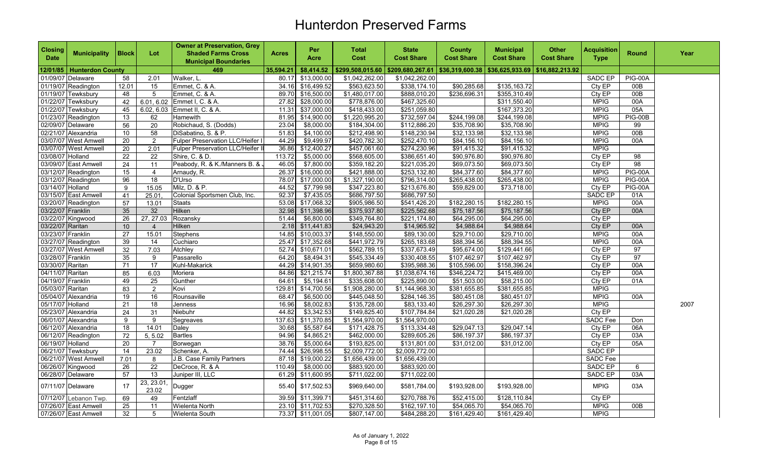# Hunterdon Preserved Farms

| Closing Date | Municipality | Block | Lot | Owner at Preservation, Grey Shaded Farms Cross Municipal Boundaries | Acres | Per Acre | Total Cost | State Cost Share | County Cost Share | Municipal Cost Share | Other Cost Share | Acquisition Type | Round | Year |
|---|---|---|---|---|---|---|---|---|---|---|---|---|---|---|
| 12/01/85 | Hunterdon County | | | 469 | 35,594.21 | $8,414.52 | $299,508,015.60 | $209,680,267.61 | $36,319,600.38 | $36,625,933.69 | $16,882,213.92 | | | |
| 01/09/07 | Delaware | 58 | 2.01 | Walker, L. | 80.17 | $13,000.00 | $1,042,262.00 | $1,042,262.00 | | | | SADC EP | PIG-00A | |
| 01/19/07 | Readington | 12.01 | 15 | Emmet, C. & A. | 34.16 | $16,499.52 | $563,623.50 | $338,174.10 | $90,285.68 | $135,163.72 | | Cty EP | 00B | |
| 01/19/07 | Tewksbury | 48 | 5 | Emmet, C. & A. | 89.70 | $16,500.00 | $1,480,017.00 | $888,010.20 | $236,696.31 | $355,310.49 | | Cty EP | 00B | |
| 01/22/07 | Tewksbury | 42 | 6.01, 6.02 | Emmet I, C. & A. | 27.82 | $28,000.00 | $778,876.00 | $467,325.60 | | $311,550.40 | | MPIG | 00A | |
| 01/22/07 | Tewksbury | 45 | 6.02, 6.03 | Emmet II, C. & A. | 11.31 | $37,000.00 | $418,433.00 | $251,059.80 | | $167,373.20 | | MPIG | 05A | |
| 01/23/07 | Readington | 13 | 62 | Hamewith | 81.95 | $14,900.00 | $1,220,995.20 | $732,597.04 | $244,199.08 | $244,199.08 | | MPIG | PIG-00B | |
| 02/09/07 | Delaware | 56 | 20 | Robichaud, S. (Dodds) | 23.04 | $8,000.00 | $184,304.00 | $112,886.20 | $35,708.90 | $35,708.90 | | MPIG | 99 | |
| 02/21/07 | Alexandria | 10 | 58 | DiSabatino, S. & P. | 51.83 | $4,100.00 | $212,498.90 | $148,230.94 | $32,133.98 | $32,133.98 | | MPIG | 00B | |
| 03/07/07 | West Amwell | 20 | 2 | Fulper Preservation LLC/Heifer I | 44.29 | $9,499.97 | $420,782.30 | $252,470.10 | $84,156.10 | $84,156.10 | | MPIG | 00A | |
| 03/07/07 | West Amwell | 20 | 2.01 | Fulper Preservation LLC/Heifer II | 36.86 | $12,400.27 | $457,061.60 | $274,230.96 | $91,415.32 | $91,415.32 | | MPIG | | |
| 03/08/07 | Holland | 22 | 22 | Shire, C. & D. | 113.72 | $5,000.00 | $568,605.00 | $386,651.40 | $90,976.80 | $90,976.80 | | Cty EP | 98 | |
| 03/09/07 | East Amwell | 24 | 11 | Peabody, R. & K./Manners B. & J | 46.05 | $7,800.00 | $359,182.20 | $221,035.20 | $69,073.50 | $69,073.50 | | Cty EP | 98 | |
| 03/12/07 | Readington | 15 | 4 | Arnaudy, R. | 26.37 | $16,000.00 | $421,888.00 | $253,132.80 | $84,377.60 | $84,377.60 | | MPIG | PIG-00A | |
| 03/12/07 | Readington | 96 | 18 | D'Urso | 78.07 | $17,000.00 | $1,327,190.00 | $796,314.00 | $265,438.00 | $265,438.00 | | MPIG | PIG-00A | |
| 03/14/07 | Holland | 9 | 15.05 | Milz, D. & P. | 44.52 | $7,799.98 | $347,223.80 | $213,676.80 | $59,829.00 | $73,718.00 | | Cty EP | PIG-00A | |
| 03/15/07 | East Amwell | 41 | 25.01, | Colonial Sportsmen Club, Inc. | 92.37 | $7,435.05 | $686,797.50 | $686,797.50 | | | | SADC EP | 01A | |
| 03/20/07 | Readington | 57 | 13.01 | Staats | 53.08 | $17,068.32 | $905,986.50 | $541,426.20 | $182,280.15 | $182,280.15 | | MPIG | 00A | |
| 03/22/07 | Franklin | 35 | 32 | Hilken | 32.98 | $11,398.96 | $375,937.80 | $225,562.68 | $75,187.56 | $75,187.56 | | Cty EP | 00A | |
| 03/22/07 | Kingwood | 26 | 27, 27.03 | Rozansky | 51.44 | $6,800.00 | $349,764.80 | $221,174.80 | $64,295.00 | $64,295.00 | | Cty EP | | |
| 03/22/07 | Raritan | 10 | 4 | Hilken | 2.18 | $11,441.83 | $24,943.20 | $14,965.92 | $4,988.64 | $4,988.64 | | Cty EP | 00A | |
| 03/23/07 | Franklin | 27 | 15.01 | Stephens | 14.85 | $10,003.37 | $148,550.00 | $89,130.00 | $29,710.00 | $29,710.00 | | MPIG | 00A | |
| 03/27/07 | Readington | 39 | 14 | Cuchiaro | 25.47 | $17,352.68 | $441,972.79 | $265,183.68 | $88,394.56 | $88,394.55 | | MPIG | 00A | |
| 03/27/07 | West Amwell | 32 | 7.03 | Atchley | 52.74 | $10,671.01 | $562,789.15 | $337,673.49 | $95,674.00 | $129,441.66 | | Cty EP | 97 | |
| 03/28/07 | Franklin | 35 | 9 | Passarello | 64.20 | $8,494.31 | $545,334.49 | $330,408.55 | $107,462.97 | $107,462.97 | | Cty EP | 97 | |
| 03/30/07 | Raritan | 71 | 17 | Kuhl-Makarick | 44.29 | $14,901.35 | $659,980.60 | $395,988.36 | $105,596.00 | $158,396.24 | | Cty EP | 00A | |
| 04/11/07 | Raritan | 85 | 6.03 | Moriera | 84.86 | $21,215.74 | $1,800,367.88 | $1,038,674.16 | $346,224.72 | $415,469.00 | | Cty EP | 00A | |
| 04/19/07 | Franklin | 49 | 25 | Gunther | 64.61 | $5,194.61 | $335,608.00 | $225,890.00 | $51,503.00 | $58,215.00 | | Cty EP | 01A | |
| 05/03/07 | Raritan | 83 | 2 | Kovi | 129.81 | $14,700.56 | $1,908,280.00 | $1,144,968.30 | $381,655.85 | $381,655.85 | | MPIG | | |
| 05/04/07 | Alexandria | 19 | 16 | Rounsaville | 68.47 | $6,500.00 | $445,048.50 | $284,146.35 | $80,451.08 | $80,451.07 | | MPIG | 00A | |
| 05/17/07 | Holland | 21 | 18 | Jenness | 16.96 | $8,002.83 | $135,728.00 | $83,133.40 | $26,297.30 | $26,297.30 | | MPIG | | 2007 |
| 05/23/07 | Alexandria | 24 | 31 | Niebuhr | 44.82 | $3,342.53 | $149,825.40 | $107,784.84 | $21,020.28 | $21,020.28 | | Cty EP | | |
| 06/01/07 | Alexandria | 9 | 9 | Segreaves | 137.63 | $11,370.85 | $1,564,970.00 | $1,564,970.00 | | | | SADC Fee | Don | |
| 06/12/07 | Alexandria | 18 | 14.01 | Daley | 30.68 | $5,587.64 | $171,428.75 | $113,334.48 | $29,047.13 | $29,047.14 | | Cty EP | 06A | |
| 06/12/07 | Readington | 72 | 5, 5.02 | Bartles | 94.96 | $4,865.21 | $462,000.00 | $289,605.26 | $86,197.37 | $86,197.37 | | Cty EP | 03A | |
| 06/19/07 | Holland | 20 | 7 | Borwegan | 38.76 | $5,000.64 | $193,825.00 | $131,801.00 | $31,012.00 | $31,012.00 | | Cty EP | 05A | |
| 06/21/07 | Tewksbury | 14 | 23.02 | Schenker, A. | 74.44 | $26,998.55 | $2,009,772.00 | $2,009,772.00 | | | | SADC EP | | |
| 06/21/07 | West Amwell | 7.01 | 8 | J.B. Case Family Partners | 87.18 | $19,000.22 | $1,656,439.00 | $1,656,439.00 | | | | SADC Fee | | |
| 06/26/07 | Kingwood | 26 | 22 | DeCroce, R. & A | 110.49 | $8,000.00 | $883,920.00 | $883,920.00 | | | | SADC EP | 6 | |
| 06/28/07 | Delaware | 57 | 13 | Juniper III, LLC | 61.29 | $11,600.95 | $711,022.00 | $711,022.00 | | | | SADC EP | 03A | |
| 07/11/07 | Delaware | 17 | 23, 23.01, 23.02 | Dugger | 55.40 | $17,502.53 | $969,640.00 | $581,784.00 | $193,928.00 | $193,928.00 | | MPIG | 03A | |
| 07/12/07 | Lebanon Twp. | 69 | 49 | Fentzlaff | 39.59 | $11,399.71 | $451,314.60 | $270,788.76 | $52,415.00 | $128,110.84 | | Cty EP | | |
| 07/26/07 | East Amwell | 25 | 11 | Wielenta North | 23.10 | $11,702.53 | $270,328.50 | $162,197.10 | $54,065.70 | $54,065.70 | | MPIG | 00B | |
| 07/26/07 | East Amwell | 32 | 5 | Wielenta South | 73.37 | $11,001.05 | $807,147.00 | $484,288.20 | $161,429.40 | $161,429.40 | | MPIG | | |

As of January 1, 2022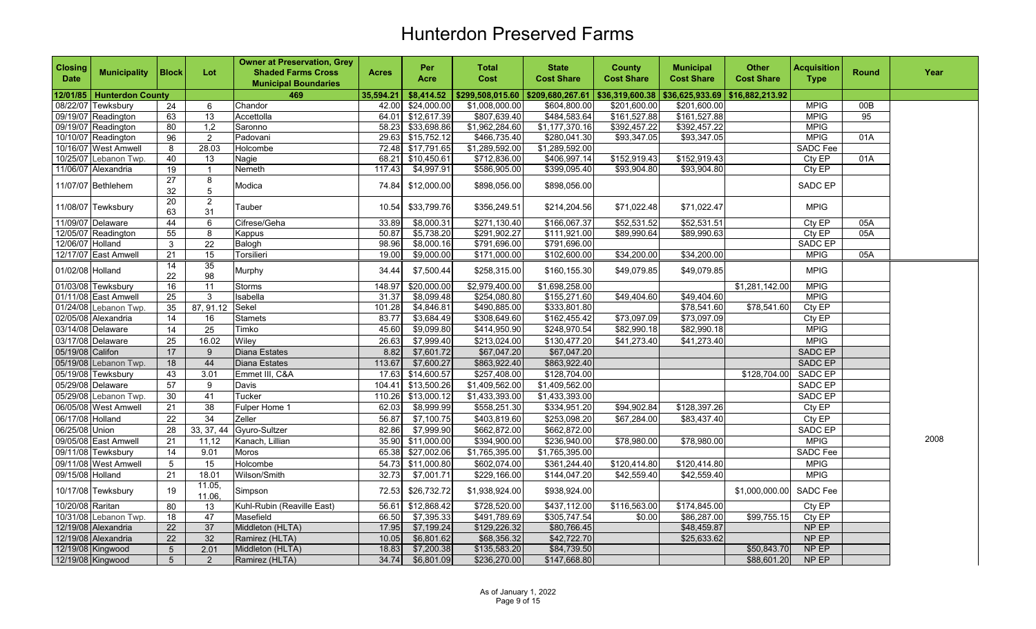# Hunterdon Preserved Farms

| Closing Date | Municipality | Block | Lot | Owner at Preservation, Grey Shaded Farms Cross Municipal Boundaries | Acres | Per Acre | Total Cost | State Cost Share | County Cost Share | Municipal Cost Share | Other Cost Share | Acquisition Type | Round | Year |
|---|---|---|---|---|---|---|---|---|---|---|---|---|---|---|
| 12/01/85 | Hunterdon County | | | 469 | 35,594.21 | $8,414.52 | $299,508,015.60 | $209,680,267.61 | $36,319,600.38 | $36,625,933.69 | $16,882,213.92 | | | |
| 08/22/07 | Tewksbury | 24 | 6 | Chandor | 42.00 | $24,000.00 | $1,008,000.00 | $604,800.00 | $201,600.00 | $201,600.00 | | MPIG | 00B | |
| 09/19/07 | Readington | 63 | 13 | Accettolla | 64.01 | $12,617.39 | $807,639.40 | $484,583.64 | $161,527.88 | $161,527.88 | | MPIG | 95 | |
| 09/19/07 | Readington | 80 | 1,2 | Saronno | 58.23 | $33,698.86 | $1,962,284.60 | $1,177,370.16 | $392,457.22 | $392,457.22 | | MPIG | | |
| 10/10/07 | Readington | 96 | 2 | Padovani | 29.63 | $15,752.12 | $466,735.40 | $280,041.30 | $93,347.05 | $93,347.05 | | MPIG | 01A | |
| 10/16/07 | West Amwell | 8 | 28.03 | Holcombe | 72.48 | $17,791.65 | $1,289,592.00 | $1,289,592.00 | | | | SADC Fee | | |
| 10/25/07 | Lebanon Twp. | 40 | 13 | Nagie | 68.21 | $10,450.61 | $712,836.00 | $406,997.14 | $152,919.43 | $152,919.43 | | Cty EP | 01A | |
| 11/06/07 | Alexandria | 19 | 1 | Nemeth | 117.43 | $4,997.91 | $586,905.00 | $399,095.40 | $93,904.80 | $93,904.80 | | Cty EP | | |
| 11/07/07 | Bethlehem | 27 32 | 8 5 | Modica | 74.84 | $12,000.00 | $898,056.00 | $898,056.00 | | | | SADC EP | | |
| 11/08/07 | Tewksbury | 20 63 | 2 31 | Tauber | 10.54 | $33,799.76 | $356,249.51 | $214,204.56 | $71,022.48 | $71,022.47 | | MPIG | | |
| 11/09/07 | Delaware | 44 | 6 | Cifrese/Geha | 33.89 | $8,000.31 | $271,130.40 | $166,067.37 | $52,531.52 | $52,531.51 | | Cty EP | 05A | |
| 12/05/07 | Readington | 55 | 8 | Kappus | 50.87 | $5,738.20 | $291,902.27 | $111,921.00 | $89,990.64 | $89,990.63 | | Cty EP | 05A | |
| 12/06/07 | Holland | 3 | 22 | Balogh | 98.96 | $8,000.16 | $791,696.00 | $791,696.00 | | | | SADC EP | | |
| 12/17/07 | East Amwell | 21 | 15 | Torsilieri | 19.00 | $9,000.00 | $171,000.00 | $102,600.00 | $34,200.00 | $34,200.00 | | MPIG | 05A | |
| 01/02/08 | Holland | 14 22 | 35 98 | Murphy | 34.44 | $7,500.44 | $258,315.00 | $160,155.30 | $49,079.85 | $49,079.85 | | MPIG | | 2008 |
| 01/03/08 | Tewksbury | 16 | 11 | Storms | 148.97 | $20,000.00 | $2,979,400.00 | $1,698,258.00 | | | $1,281,142.00 | MPIG | | |
| 01/11/08 | East Amwell | 25 | 3 | Isabella | 31.37 | $8,099.48 | $254,080.80 | $155,271.60 | $49,404.60 | $49,404.60 | | MPIG | | |
| 01/24/08 | Lebanon Twp. | 35 | 87, 91.12 | Sekel | 101.28 | $4,846.81 | $490,885.00 | $333,801.80 | | $78,541.60 | $78,541.60 | Cty EP | | |
| 02/05/08 | Alexandria | 14 | 16 | Stamets | 83.77 | $3,684.49 | $308,649.60 | $162,455.42 | $73,097.09 | $73,097.09 | | Cty EP | | |
| 03/14/08 | Delaware | 14 | 25 | Timko | 45.60 | $9,099.80 | $414,950.90 | $248,970.54 | $82,990.18 | $82,990.18 | | MPIG | | |
| 03/17/08 | Delaware | 25 | 16.02 | Wiley | 26.63 | $7,999.40 | $213,024.00 | $130,477.20 | $41,273.40 | $41,273.40 | | MPIG | | |
| 05/19/08 | Califon | 17 | 9 | Diana Estates | 8.82 | $7,601.72 | $67,047.20 | $67,047.20 | | | | SADC EP | | |
| 05/19/08 | Lebanon Twp. | 18 | 44 | Diana Estates | 113.67 | $7,600.27 | $863,922.40 | $863,922.40 | | | | SADC EP | | |
| 05/19/08 | Tewksbury | 43 | 3.01 | Emmet III, C&A | 17.63 | $14,600.57 | $257,408.00 | $128,704.00 | | | $128,704.00 | SADC EP | | |
| 05/29/08 | Delaware | 57 | 9 | Davis | 104.41 | $13,500.26 | $1,409,562.00 | $1,409,562.00 | | | | SADC EP | | |
| 05/29/08 | Lebanon Twp. | 30 | 41 | Tucker | 110.26 | $13,000.12 | $1,433,393.00 | $1,433,393.00 | | | | SADC EP | | |
| 06/05/08 | West Amwell | 21 | 38 | Fulper Home 1 | 62.03 | $8,999.99 | $558,251.30 | $334,951.20 | $94,902.84 | $128,397.26 | | Cty EP | | |
| 06/17/08 | Holland | 22 | 34 | Zeller | 56.87 | $7,100.75 | $403,819.60 | $253,098.20 | $67,284.00 | $83,437.40 | | Cty EP | | |
| 06/25/08 | Union | 28 | 33, 37, 44 | Gyuro-Sultzer | 82.86 | $7,999.90 | $662,872.00 | $662,872.00 | | | | SADC EP | | |
| 09/05/08 | East Amwell | 21 | 11,12 | Kanach, Lillian | 35.90 | $11,000.00 | $394,900.00 | $236,940.00 | $78,980.00 | $78,980.00 | | MPIG | | |
| 09/11/08 | Tewksbury | 14 | 9.01 | Moros | 65.38 | $27,002.06 | $1,765,395.00 | $1,765,395.00 | | | | SADC Fee | | |
| 09/11/08 | West Amwell | 5 | 15 | Holcombe | 54.73 | $11,000.80 | $602,074.00 | $361,244.40 | $120,414.80 | $120,414.80 | | MPIG | | |
| 09/15/08 | Holland | 21 | 18.01 | Wilson/Smith | 32.73 | $7,001.71 | $229,166.00 | $144,047.20 | $42,559.40 | $42,559.40 | | MPIG | | |
| 10/17/08 | Tewksbury | 19 | 11.05, 11.06, | Simpson | 72.53 | $26,732.72 | $1,938,924.00 | $938,924.00 | | | $1,000,000.00 | SADC Fee | | |
| 10/20/08 | Raritan | 80 | 13 | Kuhl-Rubin (Reaville East) | 56.61 | $12,868.42 | $728,520.00 | $437,112.00 | $116,563.00 | $174,845.00 | | Cty EP | | |
| 10/31/08 | Lebanon Twp. | 18 | 47 | Masefield | 66.50 | $7,395.33 | $491,789.69 | $305,747.54 | $0.00 | $86,287.00 | $99,755.15 | Cty EP | | |
| 12/19/08 | Alexandria | 22 | 37 | Middleton (HLTA) | 17.95 | $7,199.24 | $129,226.32 | $80,766.45 | | $48,459.87 | | NP EP | | |
| 12/19/08 | Alexandria | 22 | 32 | Ramirez (HLTA) | 10.05 | $6,801.62 | $68,356.32 | $42,722.70 | | $25,633.62 | | NP EP | | |
| 12/19/08 | Kingwood | 5 | 2.01 | Middleton (HLTA) | 18.83 | $7,200.38 | $135,583.20 | $84,739.50 | | | $50,843.70 | NP EP | | |
| 12/19/08 | Kingwood | 5 | 2 | Ramirez (HLTA) | 34.74 | $6,801.09 | $236,270.00 | $147,668.80 | | | $88,601.20 | NP EP | | |

As of January 1, 2022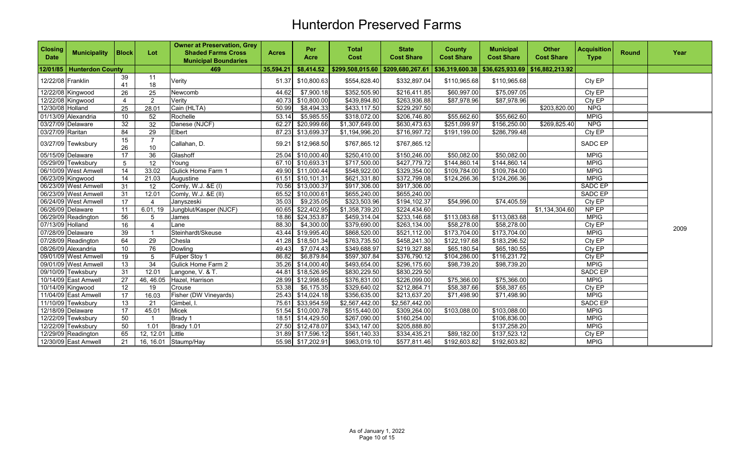# Hunterdon Preserved Farms

| Closing Date | Municipality | Block | Lot | Owner at Preservation, Grey Shaded Farms Cross Municipal Boundaries | Acres | Per Acre | Total Cost | State Cost Share | County Cost Share | Municipal Cost Share | Other Cost Share | Acquisition Type | Round | Year |
|---|---|---|---|---|---|---|---|---|---|---|---|---|---|---|
| 12/01/85 | Hunterdon County | | | 469 | 35,594.21 | $8,414.52 | $299,508,015.60 | $209,680,267.61 | $36,319,600.38 | $36,625,933.69 | $16,882,213.92 | | | |
| 12/22/08 | Franklin | 39 41 | 11 18 | Verity | 51.37 | $10,800.63 | $554,828.40 | $332,897.04 | $110,965.68 | $110,965.68 | | Cty EP | | |
| 12/22/08 | Kingwood | 26 | 25 | Newcomb | 44.62 | $7,900.18 | $352,505.90 | $216,411.85 | $60,997.00 | $75,097.05 | | Cty EP | | |
| 12/22/08 | Kingwood | 4 | 2 | Verity | 40.73 | $10,800.00 | $439,894.80 | $263,936.88 | $87,978.96 | $87,978.96 | | Cty EP | | |
| 12/30/08 | Holland | 25 | 28.01 | Cain (HLTA) | 50.99 | $8,494.33 | $433,117.50 | $229,297.50 | | | $203,820.00 | NPG | | |
| 01/13/09 | Alexandria | 10 | 52 | Rochelle | 53.14 | $5,985.55 | $318,072.00 | $206,746.80 | $55,662.60 | $55,662.60 | | MPIG | | 2009 |
| 03/27/09 | Delaware | 32 | 32 | Danese (NJCF) | 62.27 | $20,999.66 | $1,307,649.00 | $630,473.63 | $251,099.97 | $156,250.00 | $269,825.40 | NPG | | |
| 03/27/09 | Raritan | 84 | 29 | Elbert | 87.23 | $13,699.37 | $1,194,996.20 | $716,997.72 | $191,199.00 | $286,799.48 | | Cty EP | | |
| 03/27/09 | Tewksbury | 15 26 | 7 10 | Callahan, D. | 59.21 | $12,968.50 | $767,865.12 | $767,865.12 | | | | SADC EP | | |
| 05/15/09 | Delaware | 17 | 36 | Glashoff | 25.04 | $10,000.40 | $250,410.00 | $150,246.00 | $50,082.00 | $50,082.00 | | MPIG | | |
| 05/29/09 | Tewksbury | 5 | 12 | Young | 67.10 | $10,693.31 | $717,500.00 | $427,779.72 | $144,860.14 | $144,860.14 | | MPIG | | |
| 06/10/09 | West Amwell | 14 | 33.02 | Gulick Home Farm 1 | 49.90 | $11,000.44 | $548,922.00 | $329,354.00 | $109,784.00 | $109,784.00 | | MPIG | | |
| 06/23/09 | Kingwood | 14 | 21.03 | Augustine | 61.51 | $10,101.31 | $621,331.80 | $372,799.08 | $124,266.36 | $124,266.36 | | MPIG | | |
| 06/23/09 | West Amwell | 31 | 12 | Comly, W.J. &E (I) | 70.56 | $13,000.37 | $917,306.00 | $917,306.00 | | | | SADC EP | | |
| 06/23/09 | West Amwell | 31 | 12.01 | Comly, W.J. &E (II) | 65.52 | $10,000.61 | $655,240.00 | $655,240.00 | | | | SADC EP | | |
| 06/24/09 | West Amwell | 17 | 4 | Janyszeski | 35.03 | $9,235.05 | $323,503.96 | $194,102.37 | $54,996.00 | $74,405.59 | | Cty EP | | |
| 06/26/09 | Delaware | 11 | 6.01, 19 | Jungblut/Kasper (NJCF) | 60.65 | $22,402.95 | $1,358,739.20 | $224,434.60 | | | $1,134,304.60 | NP EP | | |
| 06/29/09 | Readington | 56 | 5 | James | 18.86 | $24,353.87 | $459,314.04 | $233,146.68 | $113,083.68 | $113,083.68 | | MPIG | | |
| 07/13/09 | Holland | 16 | 4 | Lane | 88.30 | $4,300.00 | $379,690.00 | $263,134.00 | $58,278.00 | $58,278.00 | | Cty EP | | |
| 07/28/09 | Delaware | 39 | 1 | Steinhardt/Skeuse | 43.44 | $19,995.40 | $868,520.00 | $521,112.00 | $173,704.00 | $173,704.00 | | MPIG | | |
| 07/28/09 | Readington | 64 | 29 | Chesla | 41.28 | $18,501.34 | $763,735.50 | $458,241.30 | $122,197.68 | $183,296.52 | | Cty EP | | |
| 08/26/09 | Alexandria | 10 | 76 | Dowling | 49.43 | $7,074.43 | $349,688.97 | $219,327.88 | $65,180.54 | $65,180.55 | | Cty EP | | |
| 09/01/09 | West Amwell | 19 | 5 | Fulper Stoy 1 | 86.82 | $6,879.84 | $597,307.84 | $376,790.12 | $104,286.00 | $116,231.72 | | Cty EP | | |
| 09/01/09 | West Amwell | 13 | 34 | Gulick Home Farm 2 | 35.26 | $14,000.40 | $493,654.00 | $296,175.60 | $98,739.20 | $98,739.20 | | MPIG | | |
| 09/10/09 | Tewksbury | 31 | 12.01 | Langone, V. & T. | 44.81 | $18,526.95 | $830,229.50 | $830,229.50 | | | | SADC EP | | |
| 10/14/09 | East Amwell | 27 | 46, 46.05 | Hazel, Harrison | 28.99 | $12,998.65 | $376,831.00 | $226,099.00 | $75,366.00 | $75,366.00 | | MPIG | | |
| 10/14/09 | Kingwood | 12 | 19 | Crouse | 53.38 | $6,175.35 | $329,640.02 | $212,864.71 | $58,387.66 | $58,387.65 | | Cty EP | | |
| 11/04/09 | East Amwell | 17 | 16.03 | Fisher (DW Vineyards) | 25.43 | $14,024.18 | $356,635.00 | $213,637.20 | $71,498.90 | $71,498.90 | | MPIG | | |
| 11/10/09 | Tewksbury | 13 | 21 | Gimbel, I. | 75.61 | $33,954.59 | $2,567,442.00 | $2,567,442.00 | | | | SADC EP | | |
| 12/18/09 | Delaware | 17 | 45.01 | Micek | 51.54 | $10,000.78 | $515,440.00 | $309,264.00 | $103,088.00 | $103,088.00 | | MPIG | | |
| 12/22/09 | Tewksbury | 50 | 1 | Brady 1 | 18.51 | $14,429.50 | $267,090.00 | $160,254.00 | | $106,836.00 | | MPIG | | |
| 12/22/09 | Tewksbury | 50 | 1.01 | Brady 1.01 | 27.50 | $12,478.07 | $343,147.00 | $205,888.80 | | $137,258.20 | | MPIG | | |
| 12/29/09 | Readington | 65 | 12, 12.01 | Little | 31.89 | $17,596.12 | $561,140.33 | $334,435.21 | $89,182.00 | $137,523.12 | | Cty EP | | |
| 12/30/09 | East Amwell | 21 | 16, 16.01 | Staump/Hay | 55.98 | $17,202.91 | $963,019.10 | $577,811.46 | $192,603.82 | $192,603.82 | | MPIG | | |

As of January 1, 2022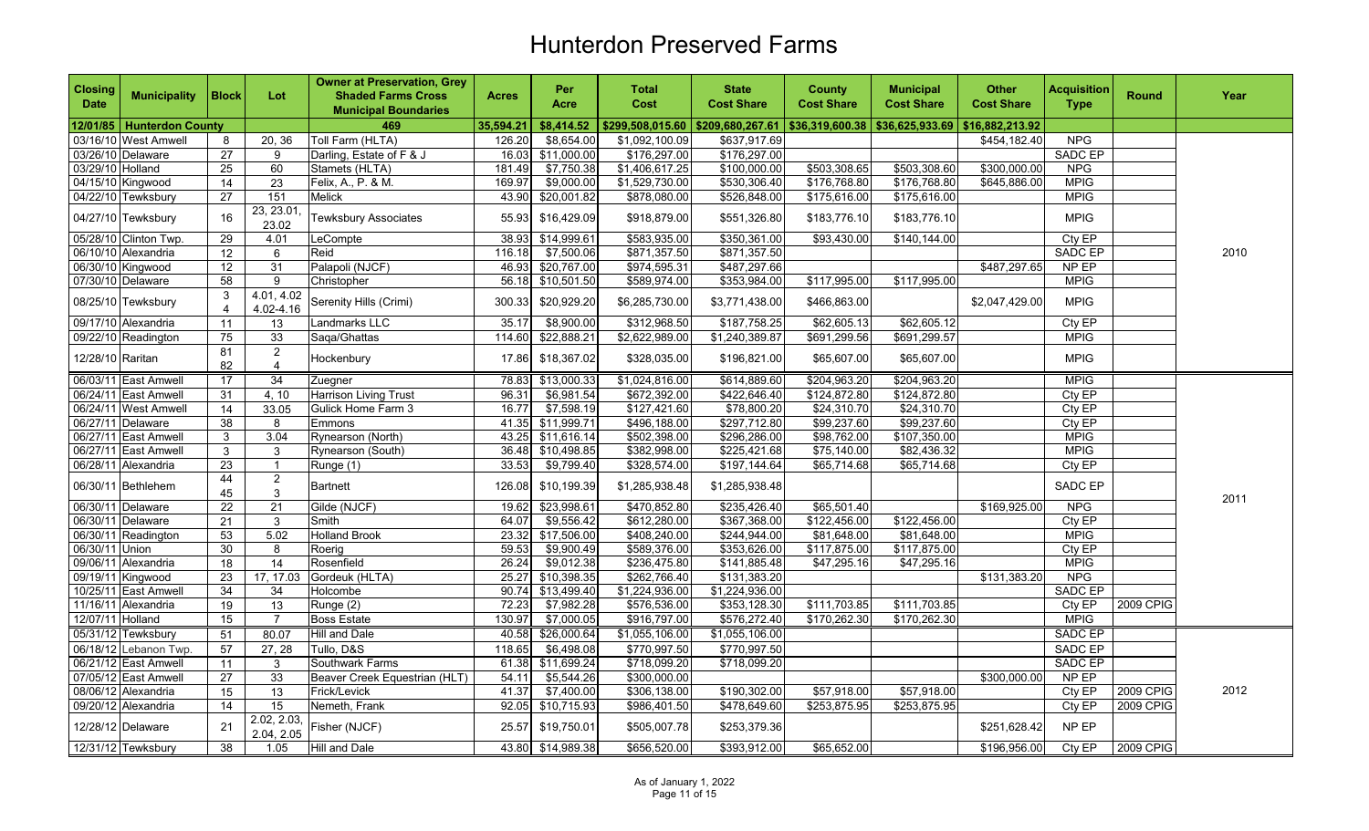# Hunterdon Preserved Farms

| Closing Date | Municipality | Block | Lot | Owner at Preservation, Grey Shaded Farms Cross Municipal Boundaries | Acres | Per Acre | Total Cost | State Cost Share | County Cost Share | Municipal Cost Share | Other Cost Share | Acquisition Type | Round | Year |
|---|---|---|---|---|---|---|---|---|---|---|---|---|---|---|
| 12/01/85 | Hunterdon County | | | 469 | 35,594.21 | $8,414.52 | $299,508,015.60 | $209,680,267.61 | $36,319,600.38 | $36,625,933.69 | $16,882,213.92 | | | |
| 03/16/10 | West Amwell | 8 | 20, 36 | Toll Farm (HLTA) | 126.20 | $8,654.00 | $1,092,100.09 | $637,917.69 | | | $454,182.40 | NPG | | 2010 |
| 03/26/10 | Delaware | 27 | 9 | Darling, Estate of F & J | 16.03 | $11,000.00 | $176,297.00 | $176,297.00 | | | | SADC EP | | |
| 03/29/10 | Holland | 25 | 60 | Stamets (HLTA) | 181.49 | $7,750.38 | $1,406,617.25 | $100,000.00 | $503,308.65 | $503,308.60 | $300,000.00 | NPG | | |
| 04/15/10 | Kingwood | 14 | 23 | Felix, A., P. & M. | 169.97 | $9,000.00 | $1,529,730.00 | $530,306.40 | $176,768.80 | $176,768.80 | $645,886.00 | MPIG | | |
| 04/22/10 | Tewksbury | 27 | 151 | Melick | 43.90 | $20,001.82 | $878,080.00 | $526,848.00 | $175,616.00 | $175,616.00 | | MPIG | | |
| 04/27/10 | Tewksbury | 16 | 23, 23.01, 23.02 | Tewksbury Associates | 55.93 | $16,429.09 | $918,879.00 | $551,326.80 | $183,776.10 | $183,776.10 | | MPIG | | |
| 05/28/10 | Clinton Twp. | 29 | 4.01 | LeCompte | 38.93 | $14,999.61 | $583,935.00 | $350,361.00 | $93,430.00 | $140,144.00 | | Cty EP | | |
| 06/10/10 | Alexandria | 12 | 6 | Reid | 116.18 | $7,500.06 | $871,357.50 | $871,357.50 | | | | SADC EP | | |
| 06/30/10 | Kingwood | 12 | 31 | Palapoli (NJCF) | 46.93 | $20,767.00 | $974,595.31 | $487,297.66 | | | $487,297.65 | NP EP | | |
| 07/30/10 | Delaware | 58 | 9 | Christopher | 56.18 | $10,501.50 | $589,974.00 | $353,984.00 | $117,995.00 | $117,995.00 | | MPIG | | |
| 08/25/10 | Tewksbury | 3<br>4 | 4.01, 4.02<br>4.02-4.16 | Serenity Hills (Crimi) | 300.33 | $20,929.20 | $6,285,730.00 | $3,771,438.00 | $466,863.00 | | $2,047,429.00 | MPIG | | |
| 09/17/10 | Alexandria | 11 | 13 | Landmarks LLC | 35.17 | $8,900.00 | $312,968.50 | $187,758.25 | $62,605.13 | $62,605.12 | | Cty EP | | |
| 09/22/10 | Readington | 75 | 33 | Saqa/Ghattas | 114.60 | $22,888.21 | $2,622,989.00 | $1,240,389.87 | $691,299.56 | $691,299.57 | | MPIG | | |
| 12/28/10 | Raritan | 81<br>82 | 2<br>4 | Hockenbury | 17.86 | $18,367.02 | $328,035.00 | $196,821.00 | $65,607.00 | $65,607.00 | | MPIG | | |
| 06/03/11 | East Amwell | 17 | 34 | Zuegner | 78.83 | $13,000.33 | $1,024,816.00 | $614,889.60 | $204,963.20 | $204,963.20 | | MPIG | | 2011 |
| 06/24/11 | East Amwell | 31 | 4, 10 | Harrison Living Trust | 96.31 | $6,981.54 | $672,392.00 | $422,646.40 | $124,872.80 | $124,872.80 | | Cty EP | | |
| 06/24/11 | West Amwell | 14 | 33.05 | Gulick Home Farm 3 | 16.77 | $7,598.19 | $127,421.60 | $78,800.20 | $24,310.70 | $24,310.70 | | Cty EP | | |
| 06/27/11 | Delaware | 38 | 8 | Emmons | 41.35 | $11,999.71 | $496,188.00 | $297,712.80 | $99,237.60 | $99,237.60 | | Cty EP | | |
| 06/27/11 | East Amwell | 3 | 3.04 | Rynearson (North) | 43.25 | $11,616.14 | $502,398.00 | $296,286.00 | $98,762.00 | $107,350.00 | | MPIG | | |
| 06/27/11 | East Amwell | 3 | 3 | Rynearson (South) | 36.48 | $10,498.85 | $382,998.00 | $225,421.68 | $75,140.00 | $82,436.32 | | MPIG | | |
| 06/28/11 | Alexandria | 23 | 1 | Runge (1) | 33.53 | $9,799.40 | $328,574.00 | $197,144.64 | $65,714.68 | $65,714.68 | | Cty EP | | |
| 06/30/11 | Bethlehem | 44<br>45 | 2<br>3 | Bartnett | 126.08 | $10,199.39 | $1,285,938.48 | $1,285,938.48 | | | | SADC EP | | |
| 06/30/11 | Delaware | 22 | 21 | Gilde (NJCF) | 19.62 | $23,998.61 | $470,852.80 | $235,426.40 | $65,501.40 | | $169,925.00 | NPG | | |
| 06/30/11 | Delaware | 21 | 3 | Smith | 64.07 | $9,556.42 | $612,280.00 | $367,368.00 | $122,456.00 | $122,456.00 | | Cty EP | | |
| 06/30/11 | Readington | 53 | 5.02 | Holland Brook | 23.32 | $17,506.00 | $408,240.00 | $244,944.00 | $81,648.00 | $81,648.00 | | MPIG | | |
| 06/30/11 | Union | 30 | 8 | Roerig | 59.53 | $9,900.49 | $589,376.00 | $353,626.00 | $117,875.00 | $117,875.00 | | Cty EP | | |
| 09/06/11 | Alexandria | 18 | 14 | Rosenfield | 26.24 | $9,012.38 | $236,475.80 | $141,885.48 | $47,295.16 | $47,295.16 | | MPIG | | |
| 09/19/11 | Kingwood | 23 | 17, 17.03 | Gordeuk (HLTA) | 25.27 | $10,398.35 | $262,766.40 | $131,383.20 | | | $131,383.20 | NPG | | |
| 10/25/11 | East Amwell | 34 | 34 | Holcombe | 90.74 | $13,499.40 | $1,224,936.00 | $1,224,936.00 | | | | SADC EP | | |
| 11/16/11 | Alexandria | 19 | 13 | Runge (2) | 72.23 | $7,982.28 | $576,536.00 | $353,128.30 | $111,703.85 | $111,703.85 | | Cty EP | 2009 CPIG | |
| 12/07/11 | Holland | 15 | 7 | Boss Estate | 130.97 | $7,000.05 | $916,797.00 | $576,272.40 | $170,262.30 | $170,262.30 | | MPIG | | |
| 05/31/12 | Tewksbury | 51 | 80.07 | Hill and Dale | 40.58 | $26,000.64 | $1,055,106.00 | $1,055,106.00 | | | | SADC EP | | 2012 |
| 06/18/12 | Lebanon Twp. | 57 | 27, 28 | Tullo, D&S | 118.65 | $6,498.08 | $770,997.50 | $770,997.50 | | | | SADC EP | | |
| 06/21/12 | East Amwell | 11 | 3 | Southwark Farms | 61.38 | $11,699.24 | $718,099.20 | $718,099.20 | | | | SADC EP | | |
| 07/05/12 | East Amwell | 27 | 33 | Beaver Creek Equestrian (HLT) | 54.11 | $5,544.26 | $300,000.00 | | | | $300,000.00 | NP EP | | |
| 08/06/12 | Alexandria | 15 | 13 | Frick/Levick | 41.37 | $7,400.00 | $306,138.00 | $190,302.00 | $57,918.00 | $57,918.00 | | Cty EP | 2009 CPIG | |
| 09/20/12 | Alexandria | 14 | 15 | Nemeth, Frank | 92.05 | $10,715.93 | $986,401.50 | $478,649.60 | $253,875.95 | $253,875.95 | | Cty EP | 2009 CPIG | |
| 12/28/12 | Delaware | 21 | 2.02, 2.03, 2.04, 2.05 | Fisher (NJCF) | 25.57 | $19,750.01 | $505,007.78 | $253,379.36 | | | $251,628.42 | NP EP | | |
| 12/31/12 | Tewksbury | 38 | 1.05 | Hill and Dale | 43.80 | $14,989.38 | $656,520.00 | $393,912.00 | $65,652.00 | | $196,956.00 | Cty EP | 2009 CPIG | |

As of January 1, 2022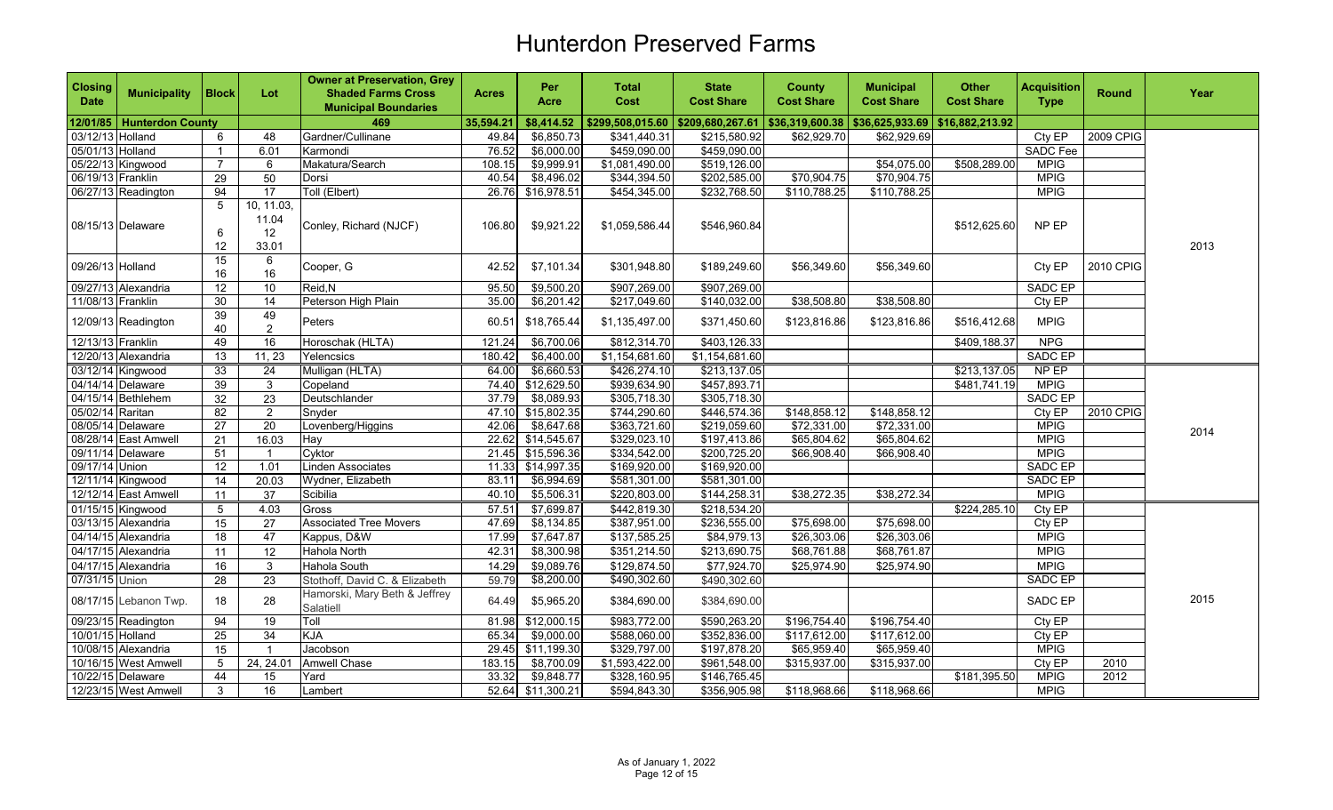# Hunterdon Preserved Farms

| Closing Date | Municipality | Block | Lot | Owner at Preservation, Grey Shaded Farms Cross Municipal Boundaries | Acres | Per Acre | Total Cost | State Cost Share | County Cost Share | Municipal Cost Share | Other Cost Share | Acquisition Type | Round | Year |
|---|---|---|---|---|---|---|---|---|---|---|---|---|---|---|
| 12/01/85 | Hunterdon County | | | 469 | 35,594.21 | $8,414.52 | $299,508,015.60 | $209,680,267.61 | $36,319,600.38 | $36,625,933.69 | $16,882,213.92 | | | |
| 03/12/13 | Holland | 6 | 48 | Gardner/Cullinane | 49.84 | $6,850.73 | $341,440.31 | $215,580.92 | $62,929.70 | $62,929.69 | | Cty EP | 2009 CPIG | 2013 |
| 05/01/13 | Holland | 1 | 6.01 | Karmondi | 76.52 | $6,000.00 | $459,090.00 | $459,090.00 | | | | SADC Fee | | 2013 |
| 05/22/13 | Kingwood | 7 | 6 | Makatura/Search | 108.15 | $9,999.91 | $1,081,490.00 | $519,126.00 | | $54,075.00 | $508,289.00 | MPIG | | 2013 |
| 06/19/13 | Franklin | 29 | 50 | Dorsi | 40.54 | $8,496.02 | $344,394.50 | $202,585.00 | $70,904.75 | $70,904.75 | | MPIG | | 2013 |
| 06/27/13 | Readington | 94 | 17 | Toll (Elbert) | 26.76 | $16,978.51 | $454,345.00 | $232,768.50 | $110,788.25 | $110,788.25 | | MPIG | | 2013 |
| 08/15/13 | Delaware | 5, 6, 12 | 10, 11.03, 11.04, 12, 33.01 | Conley, Richard (NJCF) | 106.80 | $9,921.22 | $1,059,586.44 | $546,960.84 | | | $512,625.60 | NP EP | | 2013 |
| 09/26/13 | Holland | 15, 16 | 6, 16 | Cooper, G | 42.52 | $7,101.34 | $301,948.80 | $189,249.60 | $56,349.60 | $56,349.60 | | Cty EP | 2010 CPIG | 2013 |
| 09/27/13 | Alexandria | 12 | 10 | Reid,N | 95.50 | $9,500.20 | $907,269.00 | $907,269.00 | | | | SADC EP | | 2013 |
| 11/08/13 | Franklin | 30 | 14 | Peterson High Plain | 35.00 | $6,201.42 | $217,049.60 | $140,032.00 | $38,508.80 | $38,508.80 | | Cty EP | | 2013 |
| 12/09/13 | Readington | 39, 40 | 49, 2 | Peters | 60.51 | $18,765.44 | $1,135,497.00 | $371,450.60 | $123,816.86 | $123,816.86 | $516,412.68 | MPIG | | 2013 |
| 12/13/13 | Franklin | 49 | 16 | Horoschak (HLTA) | 121.24 | $6,700.06 | $812,314.70 | $403,126.33 | | | $409,188.37 | NPG | | 2013 |
| 12/20/13 | Alexandria | 13 | 11, 23 | Yelencsics | 180.42 | $6,400.00 | $1,154,681.60 | $1,154,681.60 | | | | SADC EP | | 2013 |
| 03/12/14 | Kingwood | 33 | 24 | Mulligan (HLTA) | 64.00 | $6,660.53 | $426,274.10 | $213,137.05 | | | $213,137.05 | NP EP | | 2014 |
| 04/14/14 | Delaware | 39 | 3 | Copeland | 74.40 | $12,629.50 | $939,634.90 | $457,893.71 | | | $481,741.19 | MPIG | | 2014 |
| 04/15/14 | Bethlehem | 32 | 23 | Deutschlander | 37.79 | $8,089.93 | $305,718.30 | $305,718.30 | | | | SADC EP | | 2014 |
| 05/02/14 | Raritan | 82 | 2 | Snyder | 47.10 | $15,802.35 | $744,290.60 | $446,574.36 | $148,858.12 | $148,858.12 | | Cty EP | 2010 CPIG | 2014 |
| 08/05/14 | Delaware | 27 | 20 | Lovenberg/Higgins | 42.06 | $8,647.68 | $363,721.60 | $219,059.60 | $72,331.00 | $72,331.00 | | MPIG | | 2014 |
| 08/28/14 | East Amwell | 21 | 16.03 | Hay | 22.62 | $14,545.67 | $329,023.10 | $197,413.86 | $65,804.62 | $65,804.62 | | MPIG | | 2014 |
| 09/11/14 | Delaware | 51 | 1 | Cyktor | 21.45 | $15,596.36 | $334,542.00 | $200,725.20 | $66,908.40 | $66,908.40 | | MPIG | | 2014 |
| 09/17/14 | Union | 12 | 1.01 | Linden Associates | 11.33 | $14,997.35 | $169,920.00 | $169,920.00 | | | | SADC EP | | 2014 |
| 12/11/14 | Kingwood | 14 | 20.03 | Wydner, Elizabeth | 83.11 | $6,994.69 | $581,301.00 | $581,301.00 | | | | SADC EP | | 2014 |
| 12/12/14 | East Amwell | 11 | 37 | Scibilia | 40.10 | $5,506.31 | $220,803.00 | $144,258.31 | $38,272.35 | $38,272.34 | | MPIG | | 2014 |
| 01/15/15 | Kingwood | 5 | 4.03 | Gross | 57.51 | $7,699.87 | $442,819.30 | $218,534.20 | | | $224,285.10 | Cty EP | | 2015 |
| 03/13/15 | Alexandria | 15 | 27 | Associated Tree Movers | 47.69 | $8,134.85 | $387,951.00 | $236,555.00 | $75,698.00 | $75,698.00 | | Cty EP | | 2015 |
| 04/14/15 | Alexandria | 18 | 47 | Kappus, D&W | 17.99 | $7,647.87 | $137,585.25 | $84,979.13 | $26,303.06 | $26,303.06 | | MPIG | | 2015 |
| 04/17/15 | Alexandria | 11 | 12 | Hahola North | 42.31 | $8,300.98 | $351,214.50 | $213,690.75 | $68,761.88 | $68,761.87 | | MPIG | | 2015 |
| 04/17/15 | Alexandria | 16 | 3 | Hahola South | 14.29 | $9,089.76 | $129,874.50 | $77,924.70 | $25,974.90 | $25,974.90 | | MPIG | | 2015 |
| 07/31/15 | Union | 28 | 23 | Stothoff, David C. & Elizabeth | 59.79 | $8,200.00 | $490,302.60 | $490,302.60 | | | | SADC EP | | 2015 |
| 08/17/15 | Lebanon Twp. | 18 | 28 | Hamorski, Mary Beth & Jeffrey Salatiell | 64.49 | $5,965.20 | $384,690.00 | $384,690.00 | | | | SADC EP | | 2015 |
| 09/23/15 | Readington | 94 | 19 | Toll | 81.98 | $12,000.15 | $983,772.00 | $590,263.20 | $196,754.40 | $196,754.40 | | Cty EP | | 2015 |
| 10/01/15 | Holland | 25 | 34 | KJA | 65.34 | $9,000.00 | $588,060.00 | $352,836.00 | $117,612.00 | $117,612.00 | | Cty EP | | 2015 |
| 10/08/15 | Alexandria | 15 | 1 | Jacobson | 29.45 | $11,199.30 | $329,797.00 | $197,878.20 | $65,959.40 | $65,959.40 | | MPIG | | 2015 |
| 10/16/15 | West Amwell | 5 | 24, 24.01 | Amwell Chase | 183.15 | $8,700.09 | $1,593,422.00 | $961,548.00 | $315,937.00 | $315,937.00 | | Cty EP | 2010 | 2015 |
| 10/22/15 | Delaware | 44 | 15 | Yard | 33.32 | $9,848.77 | $328,160.95 | $146,765.45 | | | $181,395.50 | MPIG | 2012 | 2015 |
| 12/23/15 | West Amwell | 3 | 16 | Lambert | 52.64 | $11,300.21 | $594,843.30 | $356,905.98 | $118,968.66 | $118,968.66 | | MPIG | | 2015 |

As of January 1, 2022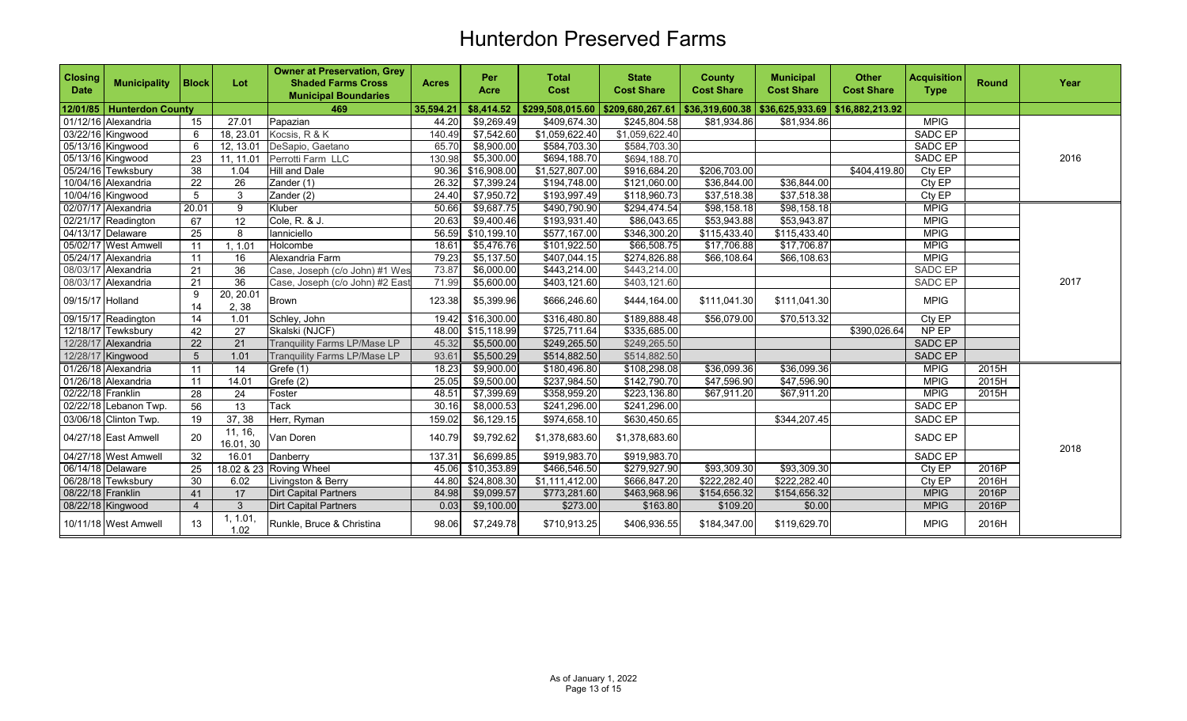# Hunterdon Preserved Farms

| Closing Date | Municipality | Block | Lot | Owner at Preservation, Grey Shaded Farms Cross Municipal Boundaries | Acres | Per Acre | Total Cost | State Cost Share | County Cost Share | Municipal Cost Share | Other Cost Share | Acquisition Type | Round | Year |
|---|---|---|---|---|---|---|---|---|---|---|---|---|---|---|
| 12/01/85 | Hunterdon County | | | 469 | 35,594.21 | $8,414.52 | $299,508,015.60 | $209,680,267.61 | $36,319,600.38 | $36,625,933.69 | $16,882,213.92 | | | |
| 01/12/16 | Alexandria | 15 | 27.01 | Papazian | 44.20 | $9,269.49 | $409,674.30 | $245,804.58 | $81,934.86 | $81,934.86 | | MPIG | | 2016 |
| 03/22/16 | Kingwood | 6 | 18, 23.01 | Kocsis, R & K | 140.49 | $7,542.60 | $1,059,622.40 | $1,059,622.40 | | | | SADC EP | | |
| 05/13/16 | Kingwood | 6 | 12, 13.01 | DeSapio, Gaetano | 65.70 | $8,900.00 | $584,703.30 | $584,703.30 | | | | SADC EP | | |
| 05/13/16 | Kingwood | 23 | 11, 11.01 | Perrotti Farm LLC | 130.98 | $5,300.00 | $694,188.70 | $694,188.70 | | | | SADC EP | | |
| 05/24/16 | Tewksbury | 38 | 1.04 | Hill and Dale | 90.36 | $16,908.00 | $1,527,807.00 | $916,684.20 | $206,703.00 | | $404,419.80 | Cty EP | | |
| 10/04/16 | Alexandria | 22 | 26 | Zander (1) | 26.32 | $7,399.24 | $194,748.00 | $121,060.00 | $36,844.00 | $36,844.00 | | Cty EP | | |
| 10/04/16 | Kingwood | 5 | 3 | Zander (2) | 24.40 | $7,950.72 | $193,997.49 | $118,960.73 | $37,518.38 | $37,518.38 | | Cty EP | | |
| 02/07/17 | Alexandria | 20.01 | 9 | Kluber | 50.66 | $9,687.75 | $490,790.90 | $294,474.54 | $98,158.18 | $98,158.18 | | MPIG | | 2017 |
| 02/21/17 | Readington | 67 | 12 | Cole, R. & J. | 20.63 | $9,400.46 | $193,931.40 | $86,043.65 | $53,943.88 | $53,943.87 | | MPIG | | |
| 04/13/17 | Delaware | 25 | 8 | Ianniciello | 56.59 | $10,199.10 | $577,167.00 | $346,300.20 | $115,433.40 | $115,433.40 | | MPIG | | |
| 05/02/17 | West Amwell | 11 | 1, 1.01 | Holcombe | 18.61 | $5,476.76 | $101,922.50 | $66,508.75 | $17,706.88 | $17,706.87 | | MPIG | | |
| 05/24/17 | Alexandria | 11 | 16 | Alexandria Farm | 79.23 | $5,137.50 | $407,044.15 | $274,826.88 | $66,108.64 | $66,108.63 | | MPIG | | |
| 08/03/17 | Alexandria | 21 | 36 | Case, Joseph (c/o John) #1 Wes | 73.87 | $6,000.00 | $443,214.00 | $443,214.00 | | | | SADC EP | | |
| 08/03/17 | Alexandria | 21 | 36 | Case, Joseph (c/o John) #2 East | 71.99 | $5,600.00 | $403,121.60 | $403,121.60 | | | | SADC EP | | |
| 09/15/17 | Holland | 9 14 | 20, 20.01 2, 38 | Brown | 123.38 | $5,399.96 | $666,246.60 | $444,164.00 | $111,041.30 | $111,041.30 | | MPIG | | |
| 09/15/17 | Readington | 14 | 1.01 | Schley, John | 19.42 | $16,300.00 | $316,480.80 | $189,888.48 | $56,079.00 | $70,513.32 | | Cty EP | | |
| 12/18/17 | Tewksbury | 42 | 27 | Skalski (NJCF) | 48.00 | $15,118.99 | $725,711.64 | $335,685.00 | | | $390,026.64 | NP EP | | |
| 12/28/17 | Alexandria | 22 | 21 | Tranquility Farms LP/Mase LP | 45.32 | $5,500.00 | $249,265.50 | $249,265.50 | | | | SADC EP | | |
| 12/28/17 | Kingwood | 5 | 1.01 | Tranquility Farms LP/Mase LP | 93.61 | $5,500.29 | $514,882.50 | $514,882.50 | | | | SADC EP | | |
| 01/26/18 | Alexandria | 11 | 14 | Grefe (1) | 18.23 | $9,900.00 | $180,496.80 | $108,298.08 | $36,099.36 | $36,099.36 | | MPIG | 2015H | 2018 |
| 01/26/18 | Alexandria | 11 | 14.01 | Grefe (2) | 25.05 | $9,500.00 | $237,984.50 | $142,790.70 | $47,596.90 | $47,596.90 | | MPIG | 2015H | |
| 02/22/18 | Franklin | 28 | 24 | Foster | 48.51 | $7,399.69 | $358,959.20 | $223,136.80 | $67,911.20 | $67,911.20 | | MPIG | 2015H | |
| 02/22/18 | Lebanon Twp. | 56 | 13 | Tack | 30.16 | $8,000.53 | $241,296.00 | $241,296.00 | | | | SADC EP | | |
| 03/06/18 | Clinton Twp. | 19 | 37, 38 | Herr, Ryman | 159.02 | $6,129.15 | $974,658.10 | $630,450.65 | | $344,207.45 | | SADC EP | | |
| 04/27/18 | East Amwell | 20 | 11, 16, 16.01, 30 | Van Doren | 140.79 | $9,792.62 | $1,378,683.60 | $1,378,683.60 | | | | SADC EP | | |
| 04/27/18 | West Amwell | 32 | 16.01 | Danberry | 137.31 | $6,699.85 | $919,983.70 | $919,983.70 | | | | SADC EP | | |
| 06/14/18 | Delaware | 25 | 18.02 & 23 | Roving Wheel | 45.06 | $10,353.89 | $466,546.50 | $279,927.90 | $93,309.30 | $93,309.30 | | Cty EP | 2016P | |
| 06/28/18 | Tewksbury | 30 | 6.02 | Livingston & Berry | 44.80 | $24,808.30 | $1,111,412.00 | $666,847.20 | $222,282.40 | $222,282.40 | | Cty EP | 2016H | |
| 08/22/18 | Franklin | 41 | 17 | Dirt Capital Partners | 84.98 | $9,099.57 | $773,281.60 | $463,968.96 | $154,656.32 | $154,656.32 | | MPIG | 2016P | |
| 08/22/18 | Kingwood | 4 | 3 | Dirt Capital Partners | 0.03 | $9,100.00 | $273.00 | $163.80 | $109.20 | $0.00 | | MPIG | 2016P | |
| 10/11/18 | West Amwell | 13 | 1, 1.01, 1.02 | Runkle, Bruce & Christina | 98.06 | $7,249.78 | $710,913.25 | $406,936.55 | $184,347.00 | $119,629.70 | | MPIG | 2016H | |

As of January 1, 2022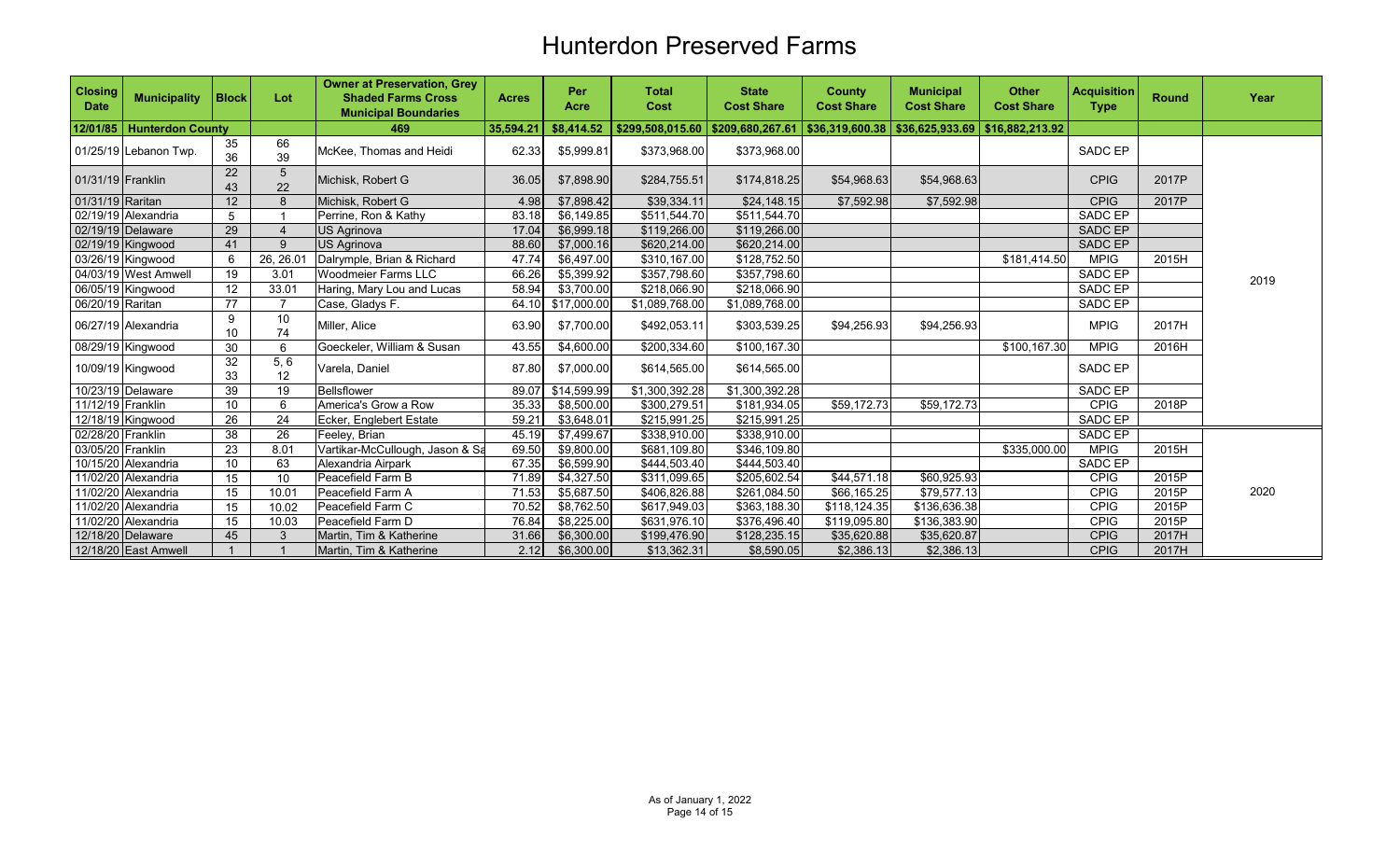# Hunterdon Preserved Farms

| Closing Date | Municipality | Block | Lot | Owner at Preservation, Grey Shaded Farms Cross Municipal Boundaries | Acres | Per Acre | Total Cost | State Cost Share | County Cost Share | Municipal Cost Share | Other Cost Share | Acquisition Type | Round | Year |
|---|---|---|---|---|---|---|---|---|---|---|---|---|---|---|
| 12/01/85 | Hunterdon County | | | 469 | 35,594.21 | $8,414.52 | $299,508,015.60 | $209,680,267.61 | $36,319,600.38 | $36,625,933.69 | $16,882,213.92 | | | |
| 01/25/19 | Lebanon Twp. | 35 36 | 66 39 | McKee, Thomas and Heidi | 62.33 | $5,999.81 | $373,968.00 | $373,968.00 | | | | SADC EP | | 2019 |
| 01/31/19 | Franklin | 22 43 | 5 22 | Michisk, Robert G | 36.05 | $7,898.90 | $284,755.51 | $174,818.25 | $54,968.63 | $54,968.63 | | CPIG | 2017P | |
| 01/31/19 | Raritan | 12 | 8 | Michisk, Robert G | 4.98 | $7,898.42 | $39,334.11 | $24,148.15 | $7,592.98 | $7,592.98 | | CPIG | 2017P | |
| 02/19/19 | Alexandria | 5 | 1 | Perrine, Ron & Kathy | 83.18 | $6,149.85 | $511,544.70 | $511,544.70 | | | | SADC EP | | |
| 02/19/19 | Delaware | 29 | 4 | US Agrinova | 17.04 | $6,999.18 | $119,266.00 | $119,266.00 | | | | SADC EP | | |
| 02/19/19 | Kingwood | 41 | 9 | US Agrinova | 88.60 | $7,000.16 | $620,214.00 | $620,214.00 | | | | SADC EP | | |
| 03/26/19 | Kingwood | 6 | 26, 26.01 | Dalrymple, Brian & Richard | 47.74 | $6,497.00 | $310,167.00 | $128,752.50 | | | $181,414.50 | MPIG | 2015H | |
| 04/03/19 | West Amwell | 19 | 3.01 | Woodmeier Farms LLC | 66.26 | $5,399.92 | $357,798.60 | $357,798.60 | | | | SADC EP | | |
| 06/05/19 | Kingwood | 12 | 33.01 | Haring, Mary Lou and Lucas | 58.94 | $3,700.00 | $218,066.90 | $218,066.90 | | | | SADC EP | | |
| 06/20/19 | Raritan | 77 | 7 | Case, Gladys F. | 64.10 | $17,000.00 | $1,089,768.00 | $1,089,768.00 | | | | SADC EP | | |
| 06/27/19 | Alexandria | 9 10 | 10 74 | Miller, Alice | 63.90 | $7,700.00 | $492,053.11 | $303,539.25 | $94,256.93 | $94,256.93 | | MPIG | 2017H | |
| 08/29/19 | Kingwood | 30 | 6 | Goeckeler, William & Susan | 43.55 | $4,600.00 | $200,334.60 | $100,167.30 | | | $100,167.30 | MPIG | 2016H | |
| 10/09/19 | Kingwood | 32 33 | 5, 6 12 | Varela, Daniel | 87.80 | $7,000.00 | $614,565.00 | $614,565.00 | | | | SADC EP | | |
| 10/23/19 | Delaware | 39 | 19 | Bellsflower | 89.07 | $14,599.99 | $1,300,392.28 | $1,300,392.28 | | | | SADC EP | | |
| 11/12/19 | Franklin | 10 | 6 | America's Grow a Row | 35.33 | $8,500.00 | $300,279.51 | $181,934.05 | $59,172.73 | $59,172.73 | | CPIG | 2018P | |
| 12/18/19 | Kingwood | 26 | 24 | Ecker, Englebert Estate | 59.21 | $3,648.01 | $215,991.25 | $215,991.25 | | | | SADC EP | | |
| 02/28/20 | Franklin | 38 | 26 | Feeley, Brian | 45.19 | $7,499.67 | $338,910.00 | $338,910.00 | | | | SADC EP | | 2020 |
| 03/05/20 | Franklin | 23 | 8.01 | Vartikar-McCullough, Jason & Sa | 69.50 | $9,800.00 | $681,109.80 | $346,109.80 | | | $335,000.00 | MPIG | 2015H | |
| 10/15/20 | Alexandria | 10 | 63 | Alexandria Airpark | 67.35 | $6,599.90 | $444,503.40 | $444,503.40 | | | | SADC EP | | |
| 11/02/20 | Alexandria | 15 | 10 | Peacefield Farm B | 71.89 | $4,327.50 | $311,099.65 | $205,602.54 | $44,571.18 | $60,925.93 | | CPIG | 2015P | |
| 11/02/20 | Alexandria | 15 | 10.01 | Peacefield Farm A | 71.53 | $5,687.50 | $406,826.88 | $261,084.50 | $66,165.25 | $79,577.13 | | CPIG | 2015P | |
| 11/02/20 | Alexandria | 15 | 10.02 | Peacefield Farm C | 70.52 | $8,762.50 | $617,949.03 | $363,188.30 | $118,124.35 | $136,636.38 | | CPIG | 2015P | |
| 11/02/20 | Alexandria | 15 | 10.03 | Peacefield Farm D | 76.84 | $8,225.00 | $631,976.10 | $376,496.40 | $119,095.80 | $136,383.90 | | CPIG | 2015P | |
| 12/18/20 | Delaware | 45 | 3 | Martin, Tim & Katherine | 31.66 | $6,300.00 | $199,476.90 | $128,235.15 | $35,620.88 | $35,620.87 | | CPIG | 2017H | |
| 12/18/20 | East Amwell | 1 | 1 | Martin, Tim & Katherine | 2.12 | $6,300.00 | $13,362.31 | $8,590.05 | $2,386.13 | $2,386.13 | | CPIG | 2017H | |

As of January 1, 2022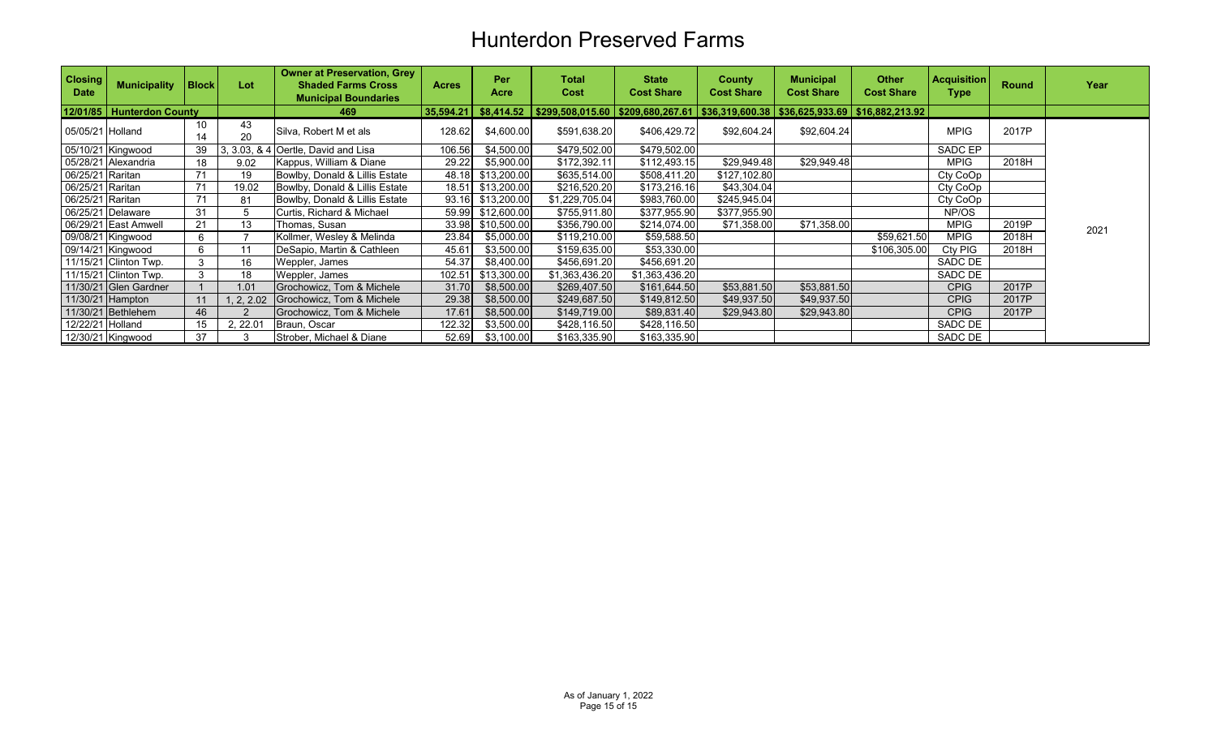# Hunterdon Preserved Farms

| Closing Date | Municipality | Block | Lot | Owner at Preservation, Grey Shaded Farms Cross Municipal Boundaries | Acres | Per Acre | Total Cost | State Cost Share | County Cost Share | Municipal Cost Share | Other Cost Share | Acquisition Type | Round | Year |
|---|---|---|---|---|---|---|---|---|---|---|---|---|---|---|
| 12/01/85 | Hunterdon County | | | 469 | 35,594.21 | $8,414.52 | $299,508,015.60 | $209,680,267.61 | $36,319,600.38 | $36,625,933.69 | $16,882,213.92 | | | |
| 05/05/21 | Holland | 10 14 | 43 20 | Silva, Robert M et als | 128.62 | $4,600.00 | $591,638.20 | $406,429.72 | $92,604.24 | $92,604.24 | | MPIG | 2017P | 2021 |
| 05/10/21 | Kingwood | 39 | 3, 3.03, & 4 | Oertle, David and Lisa | 106.56 | $4,500.00 | $479,502.00 | $479,502.00 | | | | SADC EP | | |
| 05/28/21 | Alexandria | 18 | 9.02 | Kappus, William & Diane | 29.22 | $5,900.00 | $172,392.11 | $112,493.15 | $29,949.48 | $29,949.48 | | MPIG | 2018H | |
| 06/25/21 | Raritan | 71 | 19 | Bowlby, Donald & Lillis Estate | 48.18 | $13,200.00 | $635,514.00 | $508,411.20 | $127,102.80 | | | Cty CoOp | | |
| 06/25/21 | Raritan | 71 | 19.02 | Bowlby, Donald & Lillis Estate | 18.51 | $13,200.00 | $216,520.20 | $173,216.16 | $43,304.04 | | | Cty CoOp | | |
| 06/25/21 | Raritan | 71 | 81 | Bowlby, Donald & Lillis Estate | 93.16 | $13,200.00 | $1,229,705.04 | $983,760.00 | $245,945.04 | | | Cty CoOp | | |
| 06/25/21 | Delaware | 31 | 5 | Curtis, Richard & Michael | 59.99 | $12,600.00 | $755,911.80 | $377,955.90 | $377,955.90 | | | NP/OS | | |
| 06/29/21 | East Amwell | 21 | 13 | Thomas, Susan | 33.98 | $10,500.00 | $356,790.00 | $214,074.00 | $71,358.00 | $71,358.00 | | MPIG | 2019P | |
| 09/08/21 | Kingwood | 6 | 7 | Kollmer, Wesley & Melinda | 23.84 | $5,000.00 | $119,210.00 | $59,588.50 | | | $59,621.50 | MPIG | 2018H | |
| 09/14/21 | Kingwood | 6 | 11 | DeSapio, Martin & Cathleen | 45.61 | $3,500.00 | $159,635.00 | $53,330.00 | | | $106,305.00 | Cty PIG | 2018H | |
| 11/15/21 | Clinton Twp. | 3 | 16 | Weppler, James | 54.37 | $8,400.00 | $456,691.20 | $456,691.20 | | | | SADC DE | | |
| 11/15/21 | Clinton Twp. | 3 | 18 | Weppler, James | 102.51 | $13,300.00 | $1,363,436.20 | $1,363,436.20 | | | | SADC DE | | |
| 11/30/21 | Glen Gardner | 1 | 1.01 | Grochowicz, Tom & Michele | 31.70 | $8,500.00 | $269,407.50 | $161,644.50 | $53,881.50 | $53,881.50 | | CPIG | 2017P | |
| 11/30/21 | Hampton | 11 | 1, 2, 2.02 | Grochowicz, Tom & Michele | 29.38 | $8,500.00 | $249,687.50 | $149,812.50 | $49,937.50 | $49,937.50 | | CPIG | 2017P | |
| 11/30/21 | Bethlehem | 46 | 2 | Grochowicz, Tom & Michele | 17.61 | $8,500.00 | $149,719.00 | $89,831.40 | $29,943.80 | $29,943.80 | | CPIG | 2017P | |
| 12/22/21 | Holland | 15 | 2, 22.01 | Braun, Oscar | 122.32 | $3,500.00 | $428,116.50 | $428,116.50 | | | | SADC DE | | |
| 12/30/21 | Kingwood | 37 | 3 | Strober, Michael & Diane | 52.69 | $3,100.00 | $163,335.90 | $163,335.90 | | | | SADC DE | | |

As of January 1, 2022